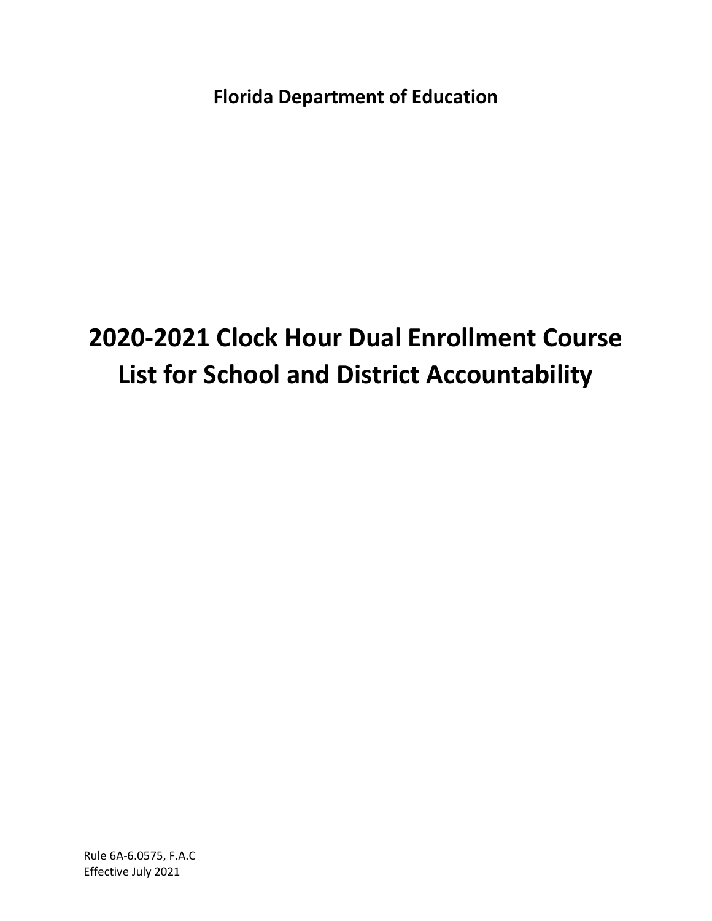**Florida Department of Education**

# 2020-2021 Clock Hour Dual Enrollment Course List for School and District Accountability

Rule 6A-6.0575, F.A.C
Effective July 2021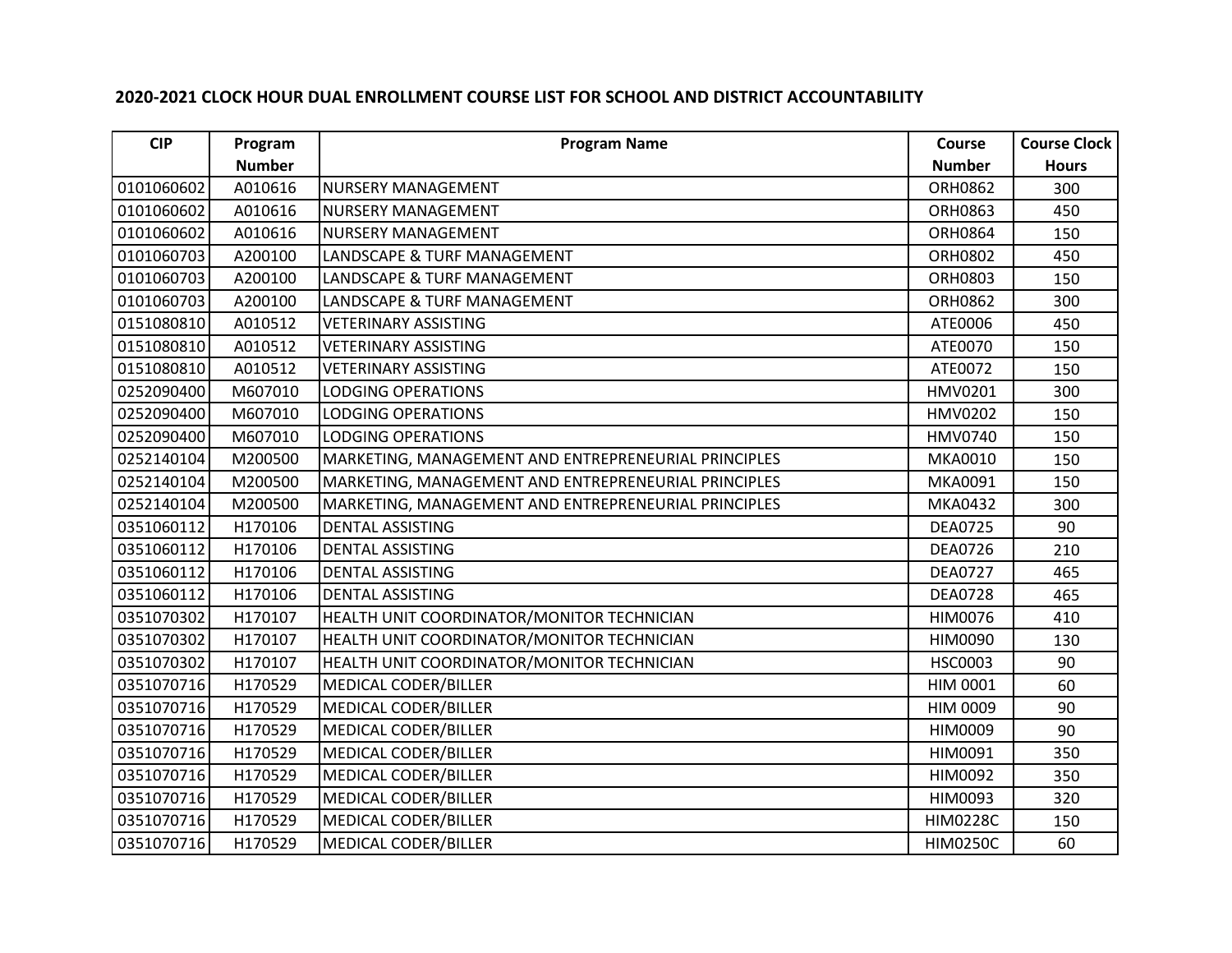## 2020-2021 CLOCK HOUR DUAL ENROLLMENT COURSE LIST FOR SCHOOL AND DISTRICT ACCOUNTABILITY

| CIP | Program Number | Program Name | Course Number | Course Clock Hours |
|---|---|---|---|---|
| 0101060602 | A010616 | NURSERY MANAGEMENT | ORH0862 | 300 |
| 0101060602 | A010616 | NURSERY MANAGEMENT | ORH0863 | 450 |
| 0101060602 | A010616 | NURSERY MANAGEMENT | ORH0864 | 150 |
| 0101060703 | A200100 | LANDSCAPE & TURF MANAGEMENT | ORH0802 | 450 |
| 0101060703 | A200100 | LANDSCAPE & TURF MANAGEMENT | ORH0803 | 150 |
| 0101060703 | A200100 | LANDSCAPE & TURF MANAGEMENT | ORH0862 | 300 |
| 0151080810 | A010512 | VETERINARY ASSISTING | ATE0006 | 450 |
| 0151080810 | A010512 | VETERINARY ASSISTING | ATE0070 | 150 |
| 0151080810 | A010512 | VETERINARY ASSISTING | ATE0072 | 150 |
| 0252090400 | M607010 | LODGING OPERATIONS | HMV0201 | 300 |
| 0252090400 | M607010 | LODGING OPERATIONS | HMV0202 | 150 |
| 0252090400 | M607010 | LODGING OPERATIONS | HMV0740 | 150 |
| 0252140104 | M200500 | MARKETING, MANAGEMENT AND ENTREPRENEURIAL PRINCIPLES | MKA0010 | 150 |
| 0252140104 | M200500 | MARKETING, MANAGEMENT AND ENTREPRENEURIAL PRINCIPLES | MKA0091 | 150 |
| 0252140104 | M200500 | MARKETING, MANAGEMENT AND ENTREPRENEURIAL PRINCIPLES | MKA0432 | 300 |
| 0351060112 | H170106 | DENTAL ASSISTING | DEA0725 | 90 |
| 0351060112 | H170106 | DENTAL ASSISTING | DEA0726 | 210 |
| 0351060112 | H170106 | DENTAL ASSISTING | DEA0727 | 465 |
| 0351060112 | H170106 | DENTAL ASSISTING | DEA0728 | 465 |
| 0351070302 | H170107 | HEALTH UNIT COORDINATOR/MONITOR TECHNICIAN | HIM0076 | 410 |
| 0351070302 | H170107 | HEALTH UNIT COORDINATOR/MONITOR TECHNICIAN | HIM0090 | 130 |
| 0351070302 | H170107 | HEALTH UNIT COORDINATOR/MONITOR TECHNICIAN | HSC0003 | 90 |
| 0351070716 | H170529 | MEDICAL CODER/BILLER | HIM 0001 | 60 |
| 0351070716 | H170529 | MEDICAL CODER/BILLER | HIM 0009 | 90 |
| 0351070716 | H170529 | MEDICAL CODER/BILLER | HIM0009 | 90 |
| 0351070716 | H170529 | MEDICAL CODER/BILLER | HIM0091 | 350 |
| 0351070716 | H170529 | MEDICAL CODER/BILLER | HIM0092 | 350 |
| 0351070716 | H170529 | MEDICAL CODER/BILLER | HIM0093 | 320 |
| 0351070716 | H170529 | MEDICAL CODER/BILLER | HIM0228C | 150 |
| 0351070716 | H170529 | MEDICAL CODER/BILLER | HIM0250C | 60 |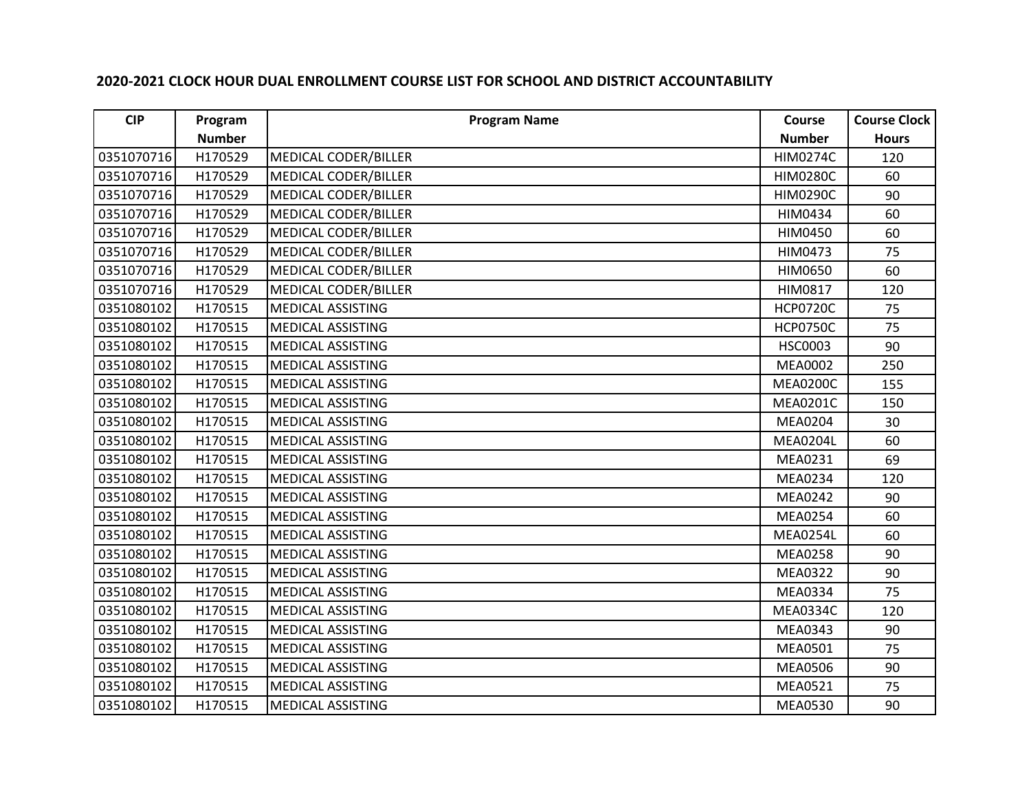## 2020-2021 CLOCK HOUR DUAL ENROLLMENT COURSE LIST FOR SCHOOL AND DISTRICT ACCOUNTABILITY

| CIP | Program Number | Program Name | Course Number | Course Clock Hours |
|---|---|---|---|---|
| 0351070716 | H170529 | MEDICAL CODER/BILLER | HIM0274C | 120 |
| 0351070716 | H170529 | MEDICAL CODER/BILLER | HIM0280C | 60 |
| 0351070716 | H170529 | MEDICAL CODER/BILLER | HIM0290C | 90 |
| 0351070716 | H170529 | MEDICAL CODER/BILLER | HIM0434 | 60 |
| 0351070716 | H170529 | MEDICAL CODER/BILLER | HIM0450 | 60 |
| 0351070716 | H170529 | MEDICAL CODER/BILLER | HIM0473 | 75 |
| 0351070716 | H170529 | MEDICAL CODER/BILLER | HIM0650 | 60 |
| 0351070716 | H170529 | MEDICAL CODER/BILLER | HIM0817 | 120 |
| 0351080102 | H170515 | MEDICAL ASSISTING | HCP0720C | 75 |
| 0351080102 | H170515 | MEDICAL ASSISTING | HCP0750C | 75 |
| 0351080102 | H170515 | MEDICAL ASSISTING | HSC0003 | 90 |
| 0351080102 | H170515 | MEDICAL ASSISTING | MEA0002 | 250 |
| 0351080102 | H170515 | MEDICAL ASSISTING | MEA0200C | 155 |
| 0351080102 | H170515 | MEDICAL ASSISTING | MEA0201C | 150 |
| 0351080102 | H170515 | MEDICAL ASSISTING | MEA0204 | 30 |
| 0351080102 | H170515 | MEDICAL ASSISTING | MEA0204L | 60 |
| 0351080102 | H170515 | MEDICAL ASSISTING | MEA0231 | 69 |
| 0351080102 | H170515 | MEDICAL ASSISTING | MEA0234 | 120 |
| 0351080102 | H170515 | MEDICAL ASSISTING | MEA0242 | 90 |
| 0351080102 | H170515 | MEDICAL ASSISTING | MEA0254 | 60 |
| 0351080102 | H170515 | MEDICAL ASSISTING | MEA0254L | 60 |
| 0351080102 | H170515 | MEDICAL ASSISTING | MEA0258 | 90 |
| 0351080102 | H170515 | MEDICAL ASSISTING | MEA0322 | 90 |
| 0351080102 | H170515 | MEDICAL ASSISTING | MEA0334 | 75 |
| 0351080102 | H170515 | MEDICAL ASSISTING | MEA0334C | 120 |
| 0351080102 | H170515 | MEDICAL ASSISTING | MEA0343 | 90 |
| 0351080102 | H170515 | MEDICAL ASSISTING | MEA0501 | 75 |
| 0351080102 | H170515 | MEDICAL ASSISTING | MEA0506 | 90 |
| 0351080102 | H170515 | MEDICAL ASSISTING | MEA0521 | 75 |
| 0351080102 | H170515 | MEDICAL ASSISTING | MEA0530 | 90 |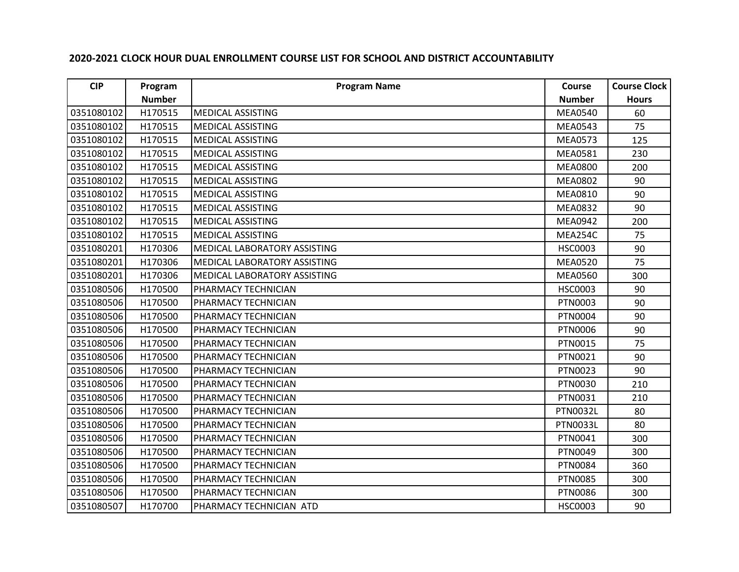## 2020-2021 CLOCK HOUR DUAL ENROLLMENT COURSE LIST FOR SCHOOL AND DISTRICT ACCOUNTABILITY

| CIP | Program Number | Program Name | Course Number | Course Clock Hours |
|---|---|---|---|---|
| 0351080102 | H170515 | MEDICAL ASSISTING | MEA0540 | 60 |
| 0351080102 | H170515 | MEDICAL ASSISTING | MEA0543 | 75 |
| 0351080102 | H170515 | MEDICAL ASSISTING | MEA0573 | 125 |
| 0351080102 | H170515 | MEDICAL ASSISTING | MEA0581 | 230 |
| 0351080102 | H170515 | MEDICAL ASSISTING | MEA0800 | 200 |
| 0351080102 | H170515 | MEDICAL ASSISTING | MEA0802 | 90 |
| 0351080102 | H170515 | MEDICAL ASSISTING | MEA0810 | 90 |
| 0351080102 | H170515 | MEDICAL ASSISTING | MEA0832 | 90 |
| 0351080102 | H170515 | MEDICAL ASSISTING | MEA0942 | 200 |
| 0351080102 | H170515 | MEDICAL ASSISTING | MEA254C | 75 |
| 0351080201 | H170306 | MEDICAL LABORATORY ASSISTING | HSC0003 | 90 |
| 0351080201 | H170306 | MEDICAL LABORATORY ASSISTING | MEA0520 | 75 |
| 0351080201 | H170306 | MEDICAL LABORATORY ASSISTING | MEA0560 | 300 |
| 0351080506 | H170500 | PHARMACY TECHNICIAN | HSC0003 | 90 |
| 0351080506 | H170500 | PHARMACY TECHNICIAN | PTN0003 | 90 |
| 0351080506 | H170500 | PHARMACY TECHNICIAN | PTN0004 | 90 |
| 0351080506 | H170500 | PHARMACY TECHNICIAN | PTN0006 | 90 |
| 0351080506 | H170500 | PHARMACY TECHNICIAN | PTN0015 | 75 |
| 0351080506 | H170500 | PHARMACY TECHNICIAN | PTN0021 | 90 |
| 0351080506 | H170500 | PHARMACY TECHNICIAN | PTN0023 | 90 |
| 0351080506 | H170500 | PHARMACY TECHNICIAN | PTN0030 | 210 |
| 0351080506 | H170500 | PHARMACY TECHNICIAN | PTN0031 | 210 |
| 0351080506 | H170500 | PHARMACY TECHNICIAN | PTN0032L | 80 |
| 0351080506 | H170500 | PHARMACY TECHNICIAN | PTN0033L | 80 |
| 0351080506 | H170500 | PHARMACY TECHNICIAN | PTN0041 | 300 |
| 0351080506 | H170500 | PHARMACY TECHNICIAN | PTN0049 | 300 |
| 0351080506 | H170500 | PHARMACY TECHNICIAN | PTN0084 | 360 |
| 0351080506 | H170500 | PHARMACY TECHNICIAN | PTN0085 | 300 |
| 0351080506 | H170500 | PHARMACY TECHNICIAN | PTN0086 | 300 |
| 0351080507 | H170700 | PHARMACY TECHNICIAN ATD | HSC0003 | 90 |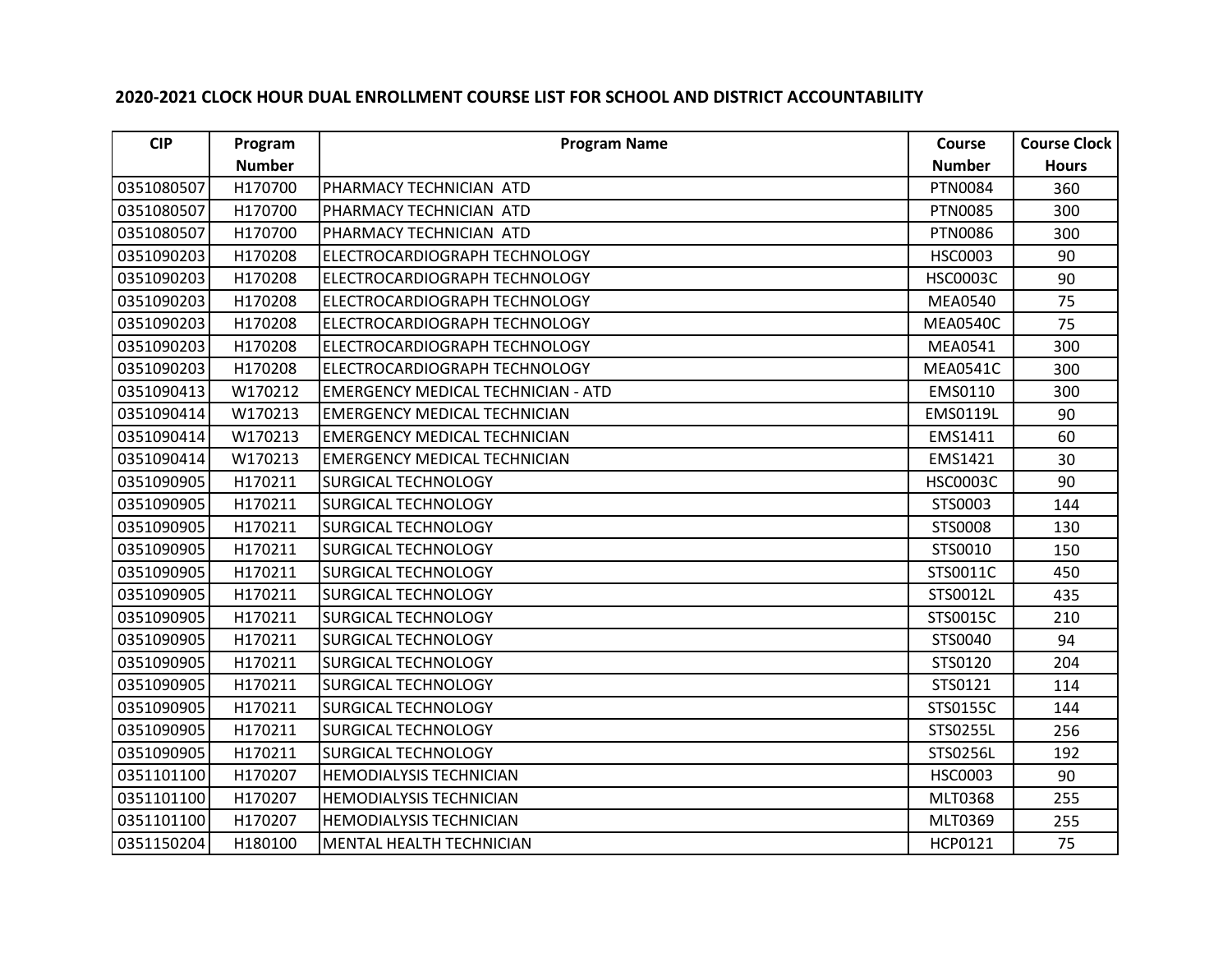## 2020-2021 CLOCK HOUR DUAL ENROLLMENT COURSE LIST FOR SCHOOL AND DISTRICT ACCOUNTABILITY

| CIP | Program Number | Program Name | Course Number | Course Clock Hours |
|---|---|---|---|---|
| 0351080507 | H170700 | PHARMACY TECHNICIAN ATD | PTN0084 | 360 |
| 0351080507 | H170700 | PHARMACY TECHNICIAN ATD | PTN0085 | 300 |
| 0351080507 | H170700 | PHARMACY TECHNICIAN ATD | PTN0086 | 300 |
| 0351090203 | H170208 | ELECTROCARDIOGRAPH TECHNOLOGY | HSC0003 | 90 |
| 0351090203 | H170208 | ELECTROCARDIOGRAPH TECHNOLOGY | HSC0003C | 90 |
| 0351090203 | H170208 | ELECTROCARDIOGRAPH TECHNOLOGY | MEA0540 | 75 |
| 0351090203 | H170208 | ELECTROCARDIOGRAPH TECHNOLOGY | MEA0540C | 75 |
| 0351090203 | H170208 | ELECTROCARDIOGRAPH TECHNOLOGY | MEA0541 | 300 |
| 0351090203 | H170208 | ELECTROCARDIOGRAPH TECHNOLOGY | MEA0541C | 300 |
| 0351090413 | W170212 | EMERGENCY MEDICAL TECHNICIAN - ATD | EMS0110 | 300 |
| 0351090414 | W170213 | EMERGENCY MEDICAL TECHNICIAN | EMS0119L | 90 |
| 0351090414 | W170213 | EMERGENCY MEDICAL TECHNICIAN | EMS1411 | 60 |
| 0351090414 | W170213 | EMERGENCY MEDICAL TECHNICIAN | EMS1421 | 30 |
| 0351090905 | H170211 | SURGICAL TECHNOLOGY | HSC0003C | 90 |
| 0351090905 | H170211 | SURGICAL TECHNOLOGY | STS0003 | 144 |
| 0351090905 | H170211 | SURGICAL TECHNOLOGY | STS0008 | 130 |
| 0351090905 | H170211 | SURGICAL TECHNOLOGY | STS0010 | 150 |
| 0351090905 | H170211 | SURGICAL TECHNOLOGY | STS0011C | 450 |
| 0351090905 | H170211 | SURGICAL TECHNOLOGY | STS0012L | 435 |
| 0351090905 | H170211 | SURGICAL TECHNOLOGY | STS0015C | 210 |
| 0351090905 | H170211 | SURGICAL TECHNOLOGY | STS0040 | 94 |
| 0351090905 | H170211 | SURGICAL TECHNOLOGY | STS0120 | 204 |
| 0351090905 | H170211 | SURGICAL TECHNOLOGY | STS0121 | 114 |
| 0351090905 | H170211 | SURGICAL TECHNOLOGY | STS0155C | 144 |
| 0351090905 | H170211 | SURGICAL TECHNOLOGY | STS0255L | 256 |
| 0351090905 | H170211 | SURGICAL TECHNOLOGY | STS0256L | 192 |
| 0351101100 | H170207 | HEMODIALYSIS TECHNICIAN | HSC0003 | 90 |
| 0351101100 | H170207 | HEMODIALYSIS TECHNICIAN | MLT0368 | 255 |
| 0351101100 | H170207 | HEMODIALYSIS TECHNICIAN | MLT0369 | 255 |
| 0351150204 | H180100 | MENTAL HEALTH TECHNICIAN | HCP0121 | 75 |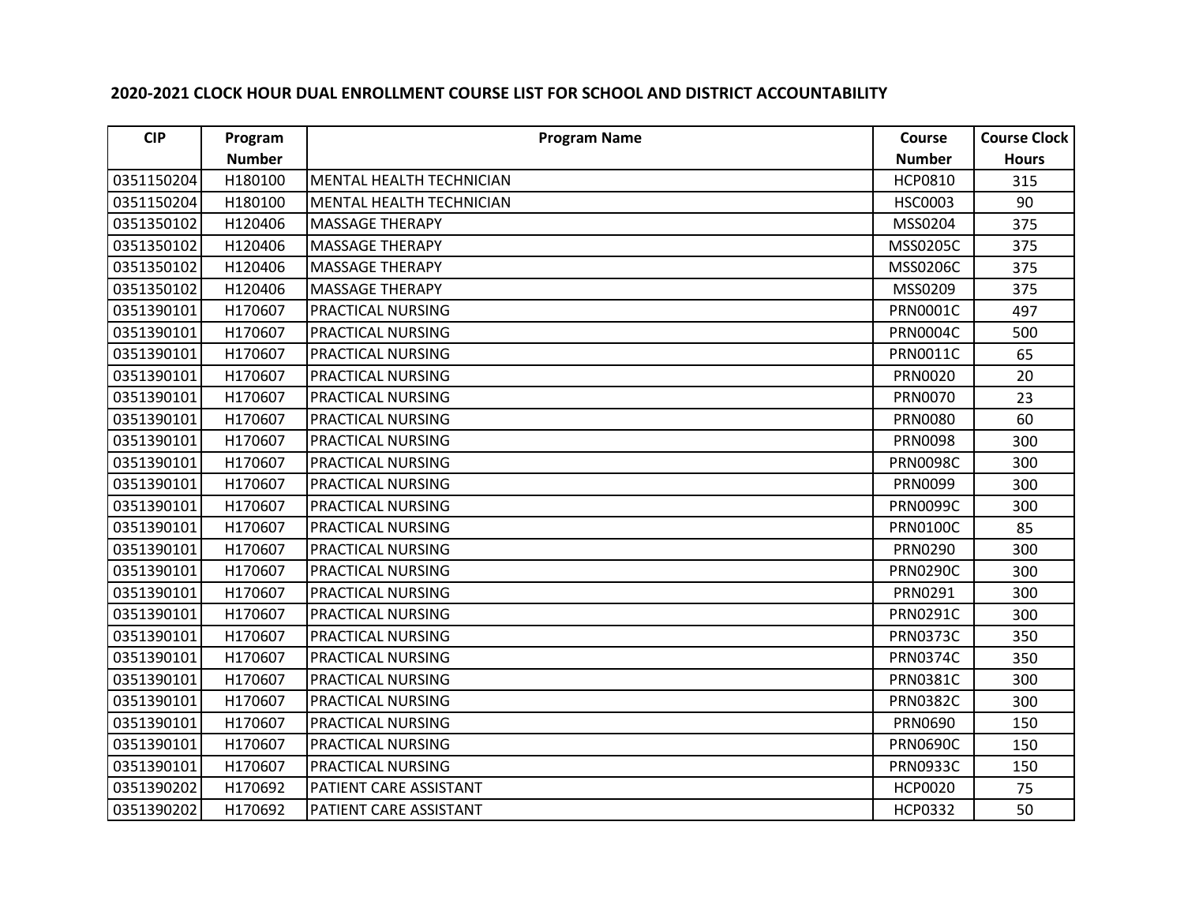## 2020-2021 CLOCK HOUR DUAL ENROLLMENT COURSE LIST FOR SCHOOL AND DISTRICT ACCOUNTABILITY

| CIP | Program Number | Program Name | Course Number | Course Clock Hours |
|---|---|---|---|---|
| 0351150204 | H180100 | MENTAL HEALTH TECHNICIAN | HCP0810 | 315 |
| 0351150204 | H180100 | MENTAL HEALTH TECHNICIAN | HSC0003 | 90 |
| 0351350102 | H120406 | MASSAGE THERAPY | MSS0204 | 375 |
| 0351350102 | H120406 | MASSAGE THERAPY | MSS0205C | 375 |
| 0351350102 | H120406 | MASSAGE THERAPY | MSS0206C | 375 |
| 0351350102 | H120406 | MASSAGE THERAPY | MSS0209 | 375 |
| 0351390101 | H170607 | PRACTICAL NURSING | PRN0001C | 497 |
| 0351390101 | H170607 | PRACTICAL NURSING | PRN0004C | 500 |
| 0351390101 | H170607 | PRACTICAL NURSING | PRN0011C | 65 |
| 0351390101 | H170607 | PRACTICAL NURSING | PRN0020 | 20 |
| 0351390101 | H170607 | PRACTICAL NURSING | PRN0070 | 23 |
| 0351390101 | H170607 | PRACTICAL NURSING | PRN0080 | 60 |
| 0351390101 | H170607 | PRACTICAL NURSING | PRN0098 | 300 |
| 0351390101 | H170607 | PRACTICAL NURSING | PRN0098C | 300 |
| 0351390101 | H170607 | PRACTICAL NURSING | PRN0099 | 300 |
| 0351390101 | H170607 | PRACTICAL NURSING | PRN0099C | 300 |
| 0351390101 | H170607 | PRACTICAL NURSING | PRN0100C | 85 |
| 0351390101 | H170607 | PRACTICAL NURSING | PRN0290 | 300 |
| 0351390101 | H170607 | PRACTICAL NURSING | PRN0290C | 300 |
| 0351390101 | H170607 | PRACTICAL NURSING | PRN0291 | 300 |
| 0351390101 | H170607 | PRACTICAL NURSING | PRN0291C | 300 |
| 0351390101 | H170607 | PRACTICAL NURSING | PRN0373C | 350 |
| 0351390101 | H170607 | PRACTICAL NURSING | PRN0374C | 350 |
| 0351390101 | H170607 | PRACTICAL NURSING | PRN0381C | 300 |
| 0351390101 | H170607 | PRACTICAL NURSING | PRN0382C | 300 |
| 0351390101 | H170607 | PRACTICAL NURSING | PRN0690 | 150 |
| 0351390101 | H170607 | PRACTICAL NURSING | PRN0690C | 150 |
| 0351390101 | H170607 | PRACTICAL NURSING | PRN0933C | 150 |
| 0351390202 | H170692 | PATIENT CARE ASSISTANT | HCP0020 | 75 |
| 0351390202 | H170692 | PATIENT CARE ASSISTANT | HCP0332 | 50 |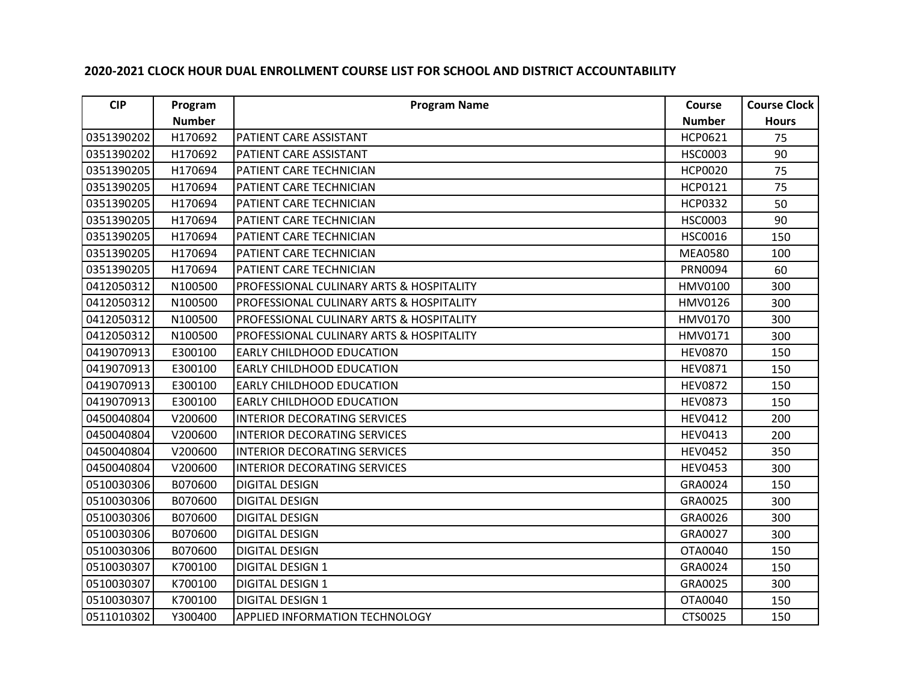## 2020-2021 CLOCK HOUR DUAL ENROLLMENT COURSE LIST FOR SCHOOL AND DISTRICT ACCOUNTABILITY

| CIP | Program Number | Program Name | Course Number | Course Clock Hours |
|---|---|---|---|---|
| 0351390202 | H170692 | PATIENT CARE ASSISTANT | HCP0621 | 75 |
| 0351390202 | H170692 | PATIENT CARE ASSISTANT | HSC0003 | 90 |
| 0351390205 | H170694 | PATIENT CARE TECHNICIAN | HCP0020 | 75 |
| 0351390205 | H170694 | PATIENT CARE TECHNICIAN | HCP0121 | 75 |
| 0351390205 | H170694 | PATIENT CARE TECHNICIAN | HCP0332 | 50 |
| 0351390205 | H170694 | PATIENT CARE TECHNICIAN | HSC0003 | 90 |
| 0351390205 | H170694 | PATIENT CARE TECHNICIAN | HSC0016 | 150 |
| 0351390205 | H170694 | PATIENT CARE TECHNICIAN | MEA0580 | 100 |
| 0351390205 | H170694 | PATIENT CARE TECHNICIAN | PRN0094 | 60 |
| 0412050312 | N100500 | PROFESSIONAL CULINARY ARTS & HOSPITALITY | HMV0100 | 300 |
| 0412050312 | N100500 | PROFESSIONAL CULINARY ARTS & HOSPITALITY | HMV0126 | 300 |
| 0412050312 | N100500 | PROFESSIONAL CULINARY ARTS & HOSPITALITY | HMV0170 | 300 |
| 0412050312 | N100500 | PROFESSIONAL CULINARY ARTS & HOSPITALITY | HMV0171 | 300 |
| 0419070913 | E300100 | EARLY CHILDHOOD EDUCATION | HEV0870 | 150 |
| 0419070913 | E300100 | EARLY CHILDHOOD EDUCATION | HEV0871 | 150 |
| 0419070913 | E300100 | EARLY CHILDHOOD EDUCATION | HEV0872 | 150 |
| 0419070913 | E300100 | EARLY CHILDHOOD EDUCATION | HEV0873 | 150 |
| 0450040804 | V200600 | INTERIOR DECORATING SERVICES | HEV0412 | 200 |
| 0450040804 | V200600 | INTERIOR DECORATING SERVICES | HEV0413 | 200 |
| 0450040804 | V200600 | INTERIOR DECORATING SERVICES | HEV0452 | 350 |
| 0450040804 | V200600 | INTERIOR DECORATING SERVICES | HEV0453 | 300 |
| 0510030306 | B070600 | DIGITAL DESIGN | GRA0024 | 150 |
| 0510030306 | B070600 | DIGITAL DESIGN | GRA0025 | 300 |
| 0510030306 | B070600 | DIGITAL DESIGN | GRA0026 | 300 |
| 0510030306 | B070600 | DIGITAL DESIGN | GRA0027 | 300 |
| 0510030306 | B070600 | DIGITAL DESIGN | OTA0040 | 150 |
| 0510030307 | K700100 | DIGITAL DESIGN 1 | GRA0024 | 150 |
| 0510030307 | K700100 | DIGITAL DESIGN 1 | GRA0025 | 300 |
| 0510030307 | K700100 | DIGITAL DESIGN 1 | OTA0040 | 150 |
| 0511010302 | Y300400 | APPLIED INFORMATION TECHNOLOGY | CTS0025 | 150 |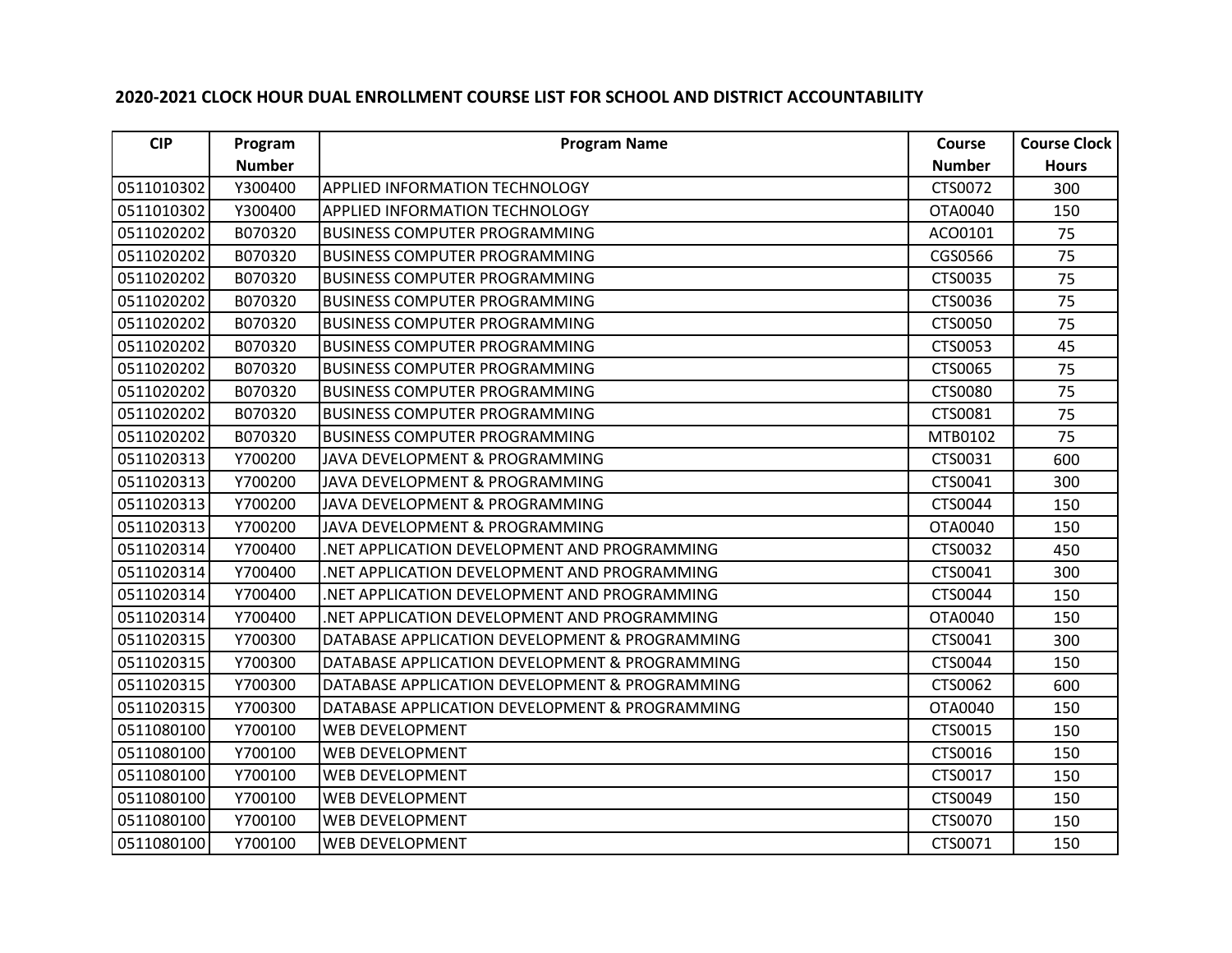## 2020-2021 CLOCK HOUR DUAL ENROLLMENT COURSE LIST FOR SCHOOL AND DISTRICT ACCOUNTABILITY

| CIP | Program Number | Program Name | Course Number | Course Clock Hours |
|---|---|---|---|---|
| 0511010302 | Y300400 | APPLIED INFORMATION TECHNOLOGY | CTS0072 | 300 |
| 0511010302 | Y300400 | APPLIED INFORMATION TECHNOLOGY | OTA0040 | 150 |
| 0511020202 | B070320 | BUSINESS COMPUTER PROGRAMMING | ACO0101 | 75 |
| 0511020202 | B070320 | BUSINESS COMPUTER PROGRAMMING | CGS0566 | 75 |
| 0511020202 | B070320 | BUSINESS COMPUTER PROGRAMMING | CTS0035 | 75 |
| 0511020202 | B070320 | BUSINESS COMPUTER PROGRAMMING | CTS0036 | 75 |
| 0511020202 | B070320 | BUSINESS COMPUTER PROGRAMMING | CTS0050 | 75 |
| 0511020202 | B070320 | BUSINESS COMPUTER PROGRAMMING | CTS0053 | 45 |
| 0511020202 | B070320 | BUSINESS COMPUTER PROGRAMMING | CTS0065 | 75 |
| 0511020202 | B070320 | BUSINESS COMPUTER PROGRAMMING | CTS0080 | 75 |
| 0511020202 | B070320 | BUSINESS COMPUTER PROGRAMMING | CTS0081 | 75 |
| 0511020202 | B070320 | BUSINESS COMPUTER PROGRAMMING | MTB0102 | 75 |
| 0511020313 | Y700200 | JAVA DEVELOPMENT & PROGRAMMING | CTS0031 | 600 |
| 0511020313 | Y700200 | JAVA DEVELOPMENT & PROGRAMMING | CTS0041 | 300 |
| 0511020313 | Y700200 | JAVA DEVELOPMENT & PROGRAMMING | CTS0044 | 150 |
| 0511020313 | Y700200 | JAVA DEVELOPMENT & PROGRAMMING | OTA0040 | 150 |
| 0511020314 | Y700400 | .NET APPLICATION DEVELOPMENT AND PROGRAMMING | CTS0032 | 450 |
| 0511020314 | Y700400 | .NET APPLICATION DEVELOPMENT AND PROGRAMMING | CTS0041 | 300 |
| 0511020314 | Y700400 | .NET APPLICATION DEVELOPMENT AND PROGRAMMING | CTS0044 | 150 |
| 0511020314 | Y700400 | .NET APPLICATION DEVELOPMENT AND PROGRAMMING | OTA0040 | 150 |
| 0511020315 | Y700300 | DATABASE APPLICATION DEVELOPMENT & PROGRAMMING | CTS0041 | 300 |
| 0511020315 | Y700300 | DATABASE APPLICATION DEVELOPMENT & PROGRAMMING | CTS0044 | 150 |
| 0511020315 | Y700300 | DATABASE APPLICATION DEVELOPMENT & PROGRAMMING | CTS0062 | 600 |
| 0511020315 | Y700300 | DATABASE APPLICATION DEVELOPMENT & PROGRAMMING | OTA0040 | 150 |
| 0511080100 | Y700100 | WEB DEVELOPMENT | CTS0015 | 150 |
| 0511080100 | Y700100 | WEB DEVELOPMENT | CTS0016 | 150 |
| 0511080100 | Y700100 | WEB DEVELOPMENT | CTS0017 | 150 |
| 0511080100 | Y700100 | WEB DEVELOPMENT | CTS0049 | 150 |
| 0511080100 | Y700100 | WEB DEVELOPMENT | CTS0070 | 150 |
| 0511080100 | Y700100 | WEB DEVELOPMENT | CTS0071 | 150 |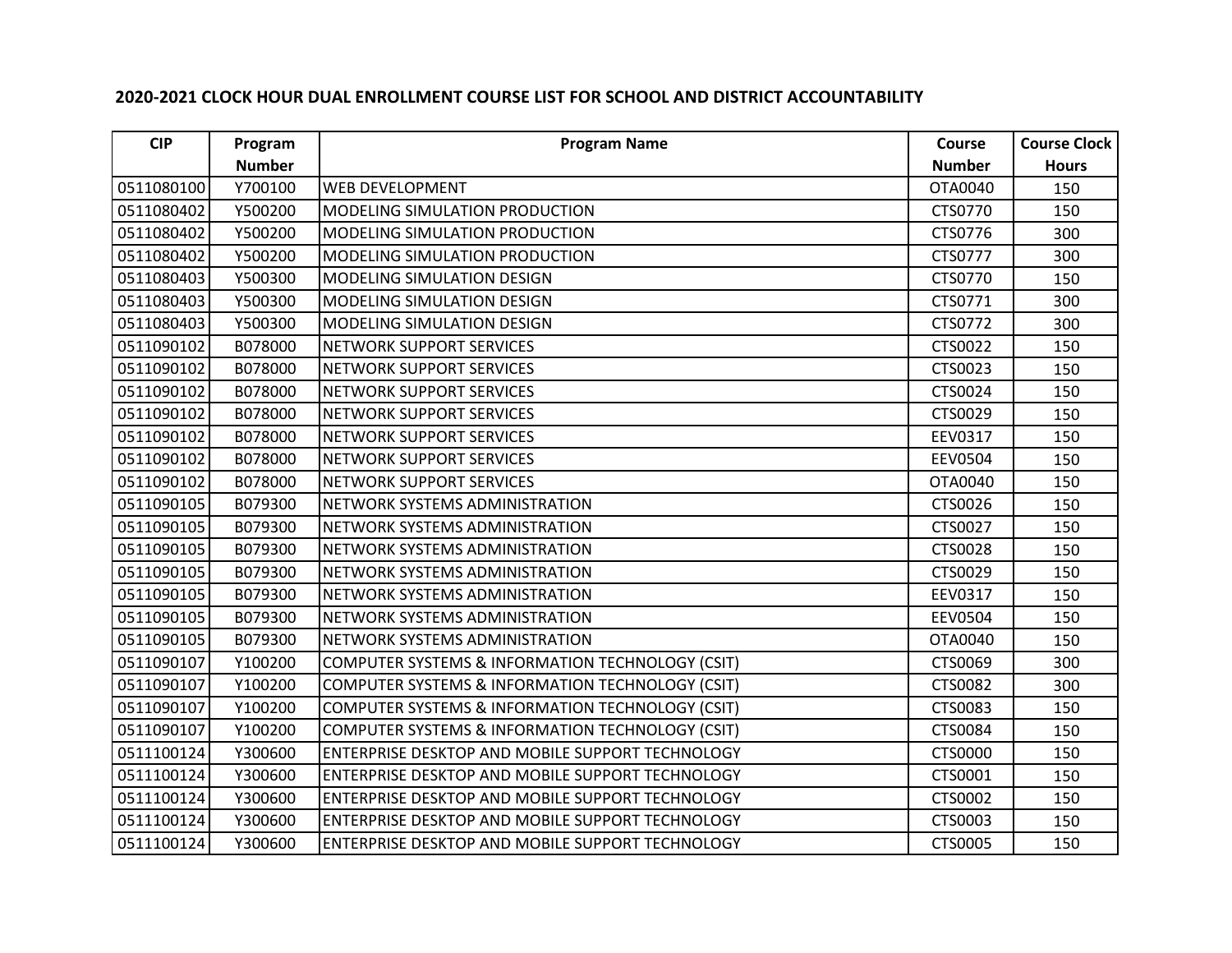## 2020-2021 CLOCK HOUR DUAL ENROLLMENT COURSE LIST FOR SCHOOL AND DISTRICT ACCOUNTABILITY

| CIP | Program Number | Program Name | Course Number | Course Clock Hours |
|---|---|---|---|---|
| 0511080100 | Y700100 | WEB DEVELOPMENT | OTA0040 | 150 |
| 0511080402 | Y500200 | MODELING SIMULATION PRODUCTION | CTS0770 | 150 |
| 0511080402 | Y500200 | MODELING SIMULATION PRODUCTION | CTS0776 | 300 |
| 0511080402 | Y500200 | MODELING SIMULATION PRODUCTION | CTS0777 | 300 |
| 0511080403 | Y500300 | MODELING SIMULATION DESIGN | CTS0770 | 150 |
| 0511080403 | Y500300 | MODELING SIMULATION DESIGN | CTS0771 | 300 |
| 0511080403 | Y500300 | MODELING SIMULATION DESIGN | CTS0772 | 300 |
| 0511090102 | B078000 | NETWORK SUPPORT SERVICES | CTS0022 | 150 |
| 0511090102 | B078000 | NETWORK SUPPORT SERVICES | CTS0023 | 150 |
| 0511090102 | B078000 | NETWORK SUPPORT SERVICES | CTS0024 | 150 |
| 0511090102 | B078000 | NETWORK SUPPORT SERVICES | CTS0029 | 150 |
| 0511090102 | B078000 | NETWORK SUPPORT SERVICES | EEV0317 | 150 |
| 0511090102 | B078000 | NETWORK SUPPORT SERVICES | EEV0504 | 150 |
| 0511090102 | B078000 | NETWORK SUPPORT SERVICES | OTA0040 | 150 |
| 0511090105 | B079300 | NETWORK SYSTEMS ADMINISTRATION | CTS0026 | 150 |
| 0511090105 | B079300 | NETWORK SYSTEMS ADMINISTRATION | CTS0027 | 150 |
| 0511090105 | B079300 | NETWORK SYSTEMS ADMINISTRATION | CTS0028 | 150 |
| 0511090105 | B079300 | NETWORK SYSTEMS ADMINISTRATION | CTS0029 | 150 |
| 0511090105 | B079300 | NETWORK SYSTEMS ADMINISTRATION | EEV0317 | 150 |
| 0511090105 | B079300 | NETWORK SYSTEMS ADMINISTRATION | EEV0504 | 150 |
| 0511090105 | B079300 | NETWORK SYSTEMS ADMINISTRATION | OTA0040 | 150 |
| 0511090107 | Y100200 | COMPUTER SYSTEMS & INFORMATION TECHNOLOGY (CSIT) | CTS0069 | 300 |
| 0511090107 | Y100200 | COMPUTER SYSTEMS & INFORMATION TECHNOLOGY (CSIT) | CTS0082 | 300 |
| 0511090107 | Y100200 | COMPUTER SYSTEMS & INFORMATION TECHNOLOGY (CSIT) | CTS0083 | 150 |
| 0511090107 | Y100200 | COMPUTER SYSTEMS & INFORMATION TECHNOLOGY (CSIT) | CTS0084 | 150 |
| 0511100124 | Y300600 | ENTERPRISE DESKTOP AND MOBILE SUPPORT TECHNOLOGY | CTS0000 | 150 |
| 0511100124 | Y300600 | ENTERPRISE DESKTOP AND MOBILE SUPPORT TECHNOLOGY | CTS0001 | 150 |
| 0511100124 | Y300600 | ENTERPRISE DESKTOP AND MOBILE SUPPORT TECHNOLOGY | CTS0002 | 150 |
| 0511100124 | Y300600 | ENTERPRISE DESKTOP AND MOBILE SUPPORT TECHNOLOGY | CTS0003 | 150 |
| 0511100124 | Y300600 | ENTERPRISE DESKTOP AND MOBILE SUPPORT TECHNOLOGY | CTS0005 | 150 |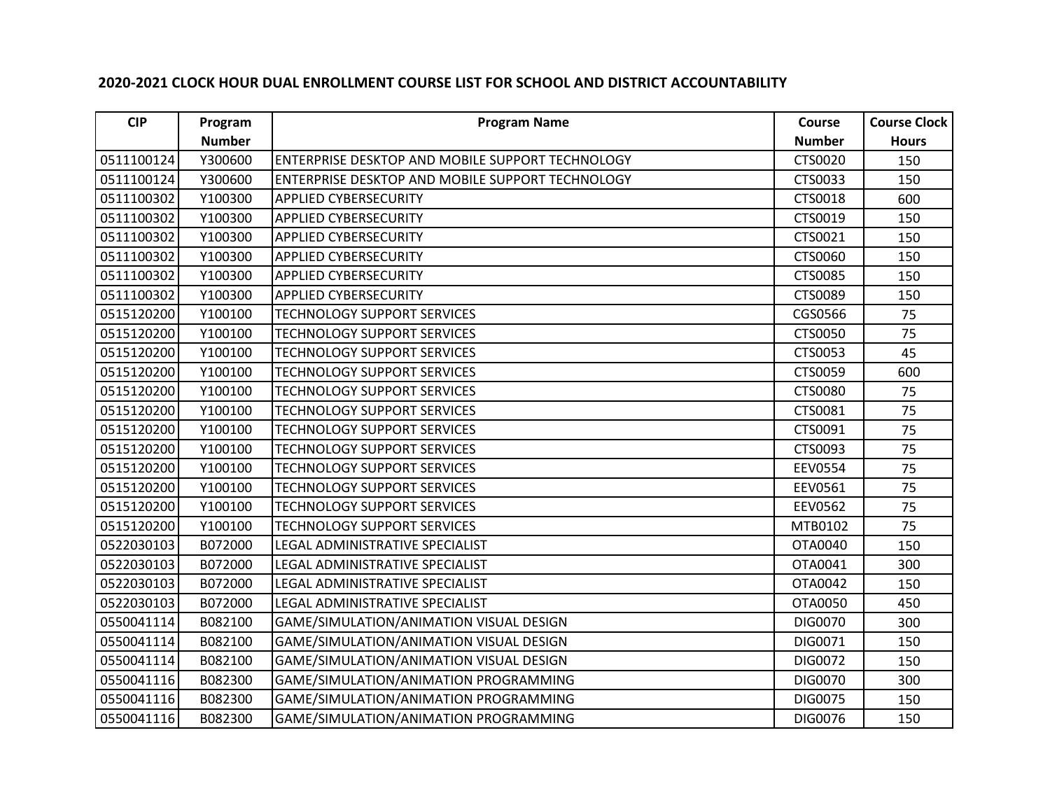## 2020-2021 CLOCK HOUR DUAL ENROLLMENT COURSE LIST FOR SCHOOL AND DISTRICT ACCOUNTABILITY

| CIP | Program Number | Program Name | Course Number | Course Clock Hours |
|---|---|---|---|---|
| 0511100124 | Y300600 | ENTERPRISE DESKTOP AND MOBILE SUPPORT TECHNOLOGY | CTS0020 | 150 |
| 0511100124 | Y300600 | ENTERPRISE DESKTOP AND MOBILE SUPPORT TECHNOLOGY | CTS0033 | 150 |
| 0511100302 | Y100300 | APPLIED CYBERSECURITY | CTS0018 | 600 |
| 0511100302 | Y100300 | APPLIED CYBERSECURITY | CTS0019 | 150 |
| 0511100302 | Y100300 | APPLIED CYBERSECURITY | CTS0021 | 150 |
| 0511100302 | Y100300 | APPLIED CYBERSECURITY | CTS0060 | 150 |
| 0511100302 | Y100300 | APPLIED CYBERSECURITY | CTS0085 | 150 |
| 0511100302 | Y100300 | APPLIED CYBERSECURITY | CTS0089 | 150 |
| 0515120200 | Y100100 | TECHNOLOGY SUPPORT SERVICES | CGS0566 | 75 |
| 0515120200 | Y100100 | TECHNOLOGY SUPPORT SERVICES | CTS0050 | 75 |
| 0515120200 | Y100100 | TECHNOLOGY SUPPORT SERVICES | CTS0053 | 45 |
| 0515120200 | Y100100 | TECHNOLOGY SUPPORT SERVICES | CTS0059 | 600 |
| 0515120200 | Y100100 | TECHNOLOGY SUPPORT SERVICES | CTS0080 | 75 |
| 0515120200 | Y100100 | TECHNOLOGY SUPPORT SERVICES | CTS0081 | 75 |
| 0515120200 | Y100100 | TECHNOLOGY SUPPORT SERVICES | CTS0091 | 75 |
| 0515120200 | Y100100 | TECHNOLOGY SUPPORT SERVICES | CTS0093 | 75 |
| 0515120200 | Y100100 | TECHNOLOGY SUPPORT SERVICES | EEV0554 | 75 |
| 0515120200 | Y100100 | TECHNOLOGY SUPPORT SERVICES | EEV0561 | 75 |
| 0515120200 | Y100100 | TECHNOLOGY SUPPORT SERVICES | EEV0562 | 75 |
| 0515120200 | Y100100 | TECHNOLOGY SUPPORT SERVICES | MTB0102 | 75 |
| 0522030103 | B072000 | LEGAL ADMINISTRATIVE SPECIALIST | OTA0040 | 150 |
| 0522030103 | B072000 | LEGAL ADMINISTRATIVE SPECIALIST | OTA0041 | 300 |
| 0522030103 | B072000 | LEGAL ADMINISTRATIVE SPECIALIST | OTA0042 | 150 |
| 0522030103 | B072000 | LEGAL ADMINISTRATIVE SPECIALIST | OTA0050 | 450 |
| 0550041114 | B082100 | GAME/SIMULATION/ANIMATION VISUAL DESIGN | DIG0070 | 300 |
| 0550041114 | B082100 | GAME/SIMULATION/ANIMATION VISUAL DESIGN | DIG0071 | 150 |
| 0550041114 | B082100 | GAME/SIMULATION/ANIMATION VISUAL DESIGN | DIG0072 | 150 |
| 0550041116 | B082300 | GAME/SIMULATION/ANIMATION PROGRAMMING | DIG0070 | 300 |
| 0550041116 | B082300 | GAME/SIMULATION/ANIMATION PROGRAMMING | DIG0075 | 150 |
| 0550041116 | B082300 | GAME/SIMULATION/ANIMATION PROGRAMMING | DIG0076 | 150 |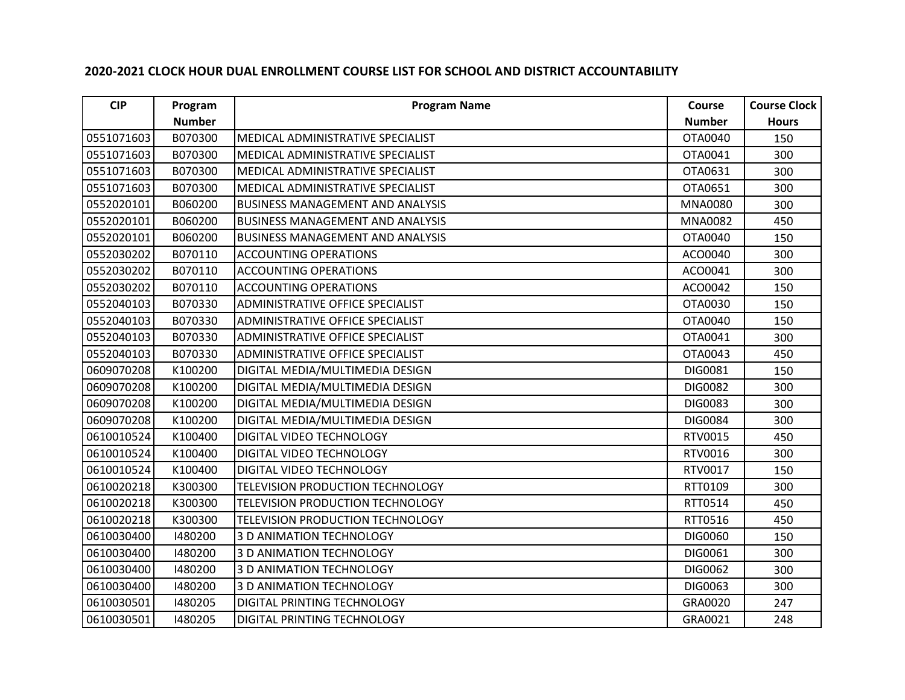## 2020-2021 CLOCK HOUR DUAL ENROLLMENT COURSE LIST FOR SCHOOL AND DISTRICT ACCOUNTABILITY

| CIP | Program Number | Program Name | Course Number | Course Clock Hours |
|---|---|---|---|---|
| 0551071603 | B070300 | MEDICAL ADMINISTRATIVE SPECIALIST | OTA0040 | 150 |
| 0551071603 | B070300 | MEDICAL ADMINISTRATIVE SPECIALIST | OTA0041 | 300 |
| 0551071603 | B070300 | MEDICAL ADMINISTRATIVE SPECIALIST | OTA0631 | 300 |
| 0551071603 | B070300 | MEDICAL ADMINISTRATIVE SPECIALIST | OTA0651 | 300 |
| 0552020101 | B060200 | BUSINESS MANAGEMENT AND ANALYSIS | MNA0080 | 300 |
| 0552020101 | B060200 | BUSINESS MANAGEMENT AND ANALYSIS | MNA0082 | 450 |
| 0552020101 | B060200 | BUSINESS MANAGEMENT AND ANALYSIS | OTA0040 | 150 |
| 0552030202 | B070110 | ACCOUNTING OPERATIONS | ACO0040 | 300 |
| 0552030202 | B070110 | ACCOUNTING OPERATIONS | ACO0041 | 300 |
| 0552030202 | B070110 | ACCOUNTING OPERATIONS | ACO0042 | 150 |
| 0552040103 | B070330 | ADMINISTRATIVE OFFICE SPECIALIST | OTA0030 | 150 |
| 0552040103 | B070330 | ADMINISTRATIVE OFFICE SPECIALIST | OTA0040 | 150 |
| 0552040103 | B070330 | ADMINISTRATIVE OFFICE SPECIALIST | OTA0041 | 300 |
| 0552040103 | B070330 | ADMINISTRATIVE OFFICE SPECIALIST | OTA0043 | 450 |
| 0609070208 | K100200 | DIGITAL MEDIA/MULTIMEDIA DESIGN | DIG0081 | 150 |
| 0609070208 | K100200 | DIGITAL MEDIA/MULTIMEDIA DESIGN | DIG0082 | 300 |
| 0609070208 | K100200 | DIGITAL MEDIA/MULTIMEDIA DESIGN | DIG0083 | 300 |
| 0609070208 | K100200 | DIGITAL MEDIA/MULTIMEDIA DESIGN | DIG0084 | 300 |
| 0610010524 | K100400 | DIGITAL VIDEO TECHNOLOGY | RTV0015 | 450 |
| 0610010524 | K100400 | DIGITAL VIDEO TECHNOLOGY | RTV0016 | 300 |
| 0610010524 | K100400 | DIGITAL VIDEO TECHNOLOGY | RTV0017 | 150 |
| 0610020218 | K300300 | TELEVISION PRODUCTION TECHNOLOGY | RTT0109 | 300 |
| 0610020218 | K300300 | TELEVISION PRODUCTION TECHNOLOGY | RTT0514 | 450 |
| 0610020218 | K300300 | TELEVISION PRODUCTION TECHNOLOGY | RTT0516 | 450 |
| 0610030400 | I480200 | 3 D ANIMATION TECHNOLOGY | DIG0060 | 150 |
| 0610030400 | I480200 | 3 D ANIMATION TECHNOLOGY | DIG0061 | 300 |
| 0610030400 | I480200 | 3 D ANIMATION TECHNOLOGY | DIG0062 | 300 |
| 0610030400 | I480200 | 3 D ANIMATION TECHNOLOGY | DIG0063 | 300 |
| 0610030501 | I480205 | DIGITAL PRINTING TECHNOLOGY | GRA0020 | 247 |
| 0610030501 | I480205 | DIGITAL PRINTING TECHNOLOGY | GRA0021 | 248 |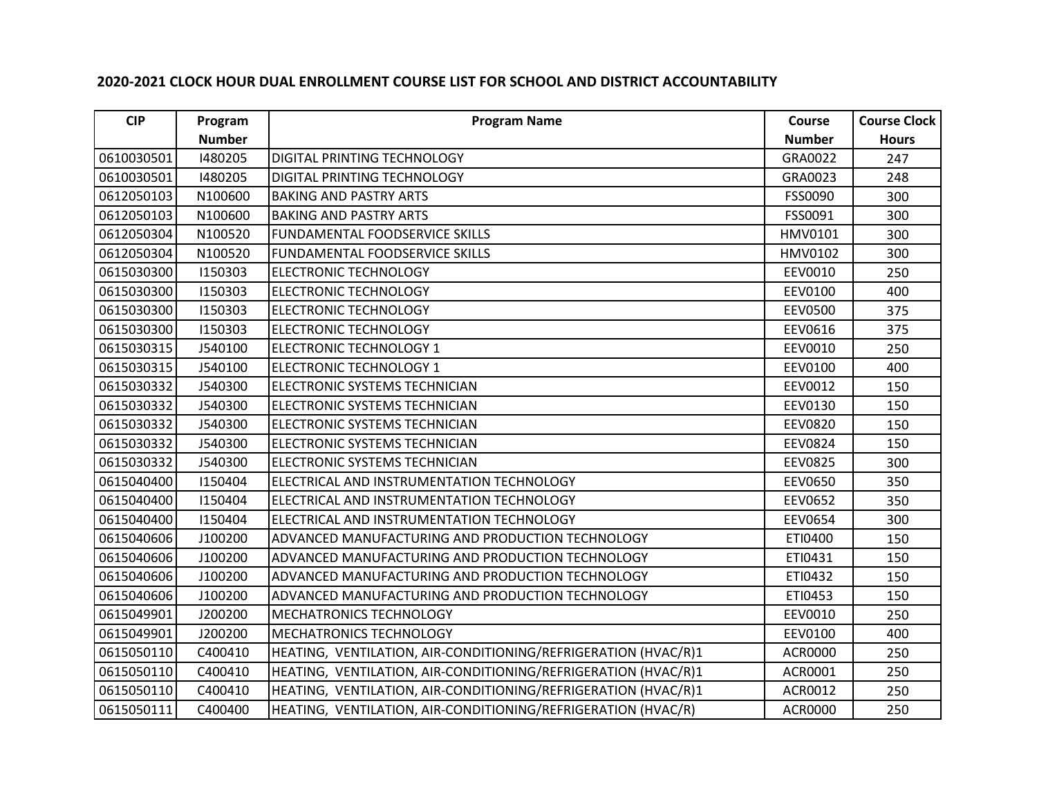**2020-2021 CLOCK HOUR DUAL ENROLLMENT COURSE LIST FOR SCHOOL AND DISTRICT ACCOUNTABILITY**

| CIP | Program Number | Program Name | Course Number | Course Clock Hours |
|---|---|---|---|---|
| 0610030501 | I480205 | DIGITAL PRINTING TECHNOLOGY | GRA0022 | 247 |
| 0610030501 | I480205 | DIGITAL PRINTING TECHNOLOGY | GRA0023 | 248 |
| 0612050103 | N100600 | BAKING AND PASTRY ARTS | FSS0090 | 300 |
| 0612050103 | N100600 | BAKING AND PASTRY ARTS | FSS0091 | 300 |
| 0612050304 | N100520 | FUNDAMENTAL FOODSERVICE SKILLS | HMV0101 | 300 |
| 0612050304 | N100520 | FUNDAMENTAL FOODSERVICE SKILLS | HMV0102 | 300 |
| 0615030300 | I150303 | ELECTRONIC TECHNOLOGY | EEV0010 | 250 |
| 0615030300 | I150303 | ELECTRONIC TECHNOLOGY | EEV0100 | 400 |
| 0615030300 | I150303 | ELECTRONIC TECHNOLOGY | EEV0500 | 375 |
| 0615030300 | I150303 | ELECTRONIC TECHNOLOGY | EEV0616 | 375 |
| 0615030315 | J540100 | ELECTRONIC TECHNOLOGY 1 | EEV0010 | 250 |
| 0615030315 | J540100 | ELECTRONIC TECHNOLOGY 1 | EEV0100 | 400 |
| 0615030332 | J540300 | ELECTRONIC SYSTEMS TECHNICIAN | EEV0012 | 150 |
| 0615030332 | J540300 | ELECTRONIC SYSTEMS TECHNICIAN | EEV0130 | 150 |
| 0615030332 | J540300 | ELECTRONIC SYSTEMS TECHNICIAN | EEV0820 | 150 |
| 0615030332 | J540300 | ELECTRONIC SYSTEMS TECHNICIAN | EEV0824 | 150 |
| 0615030332 | J540300 | ELECTRONIC SYSTEMS TECHNICIAN | EEV0825 | 300 |
| 0615040400 | I150404 | ELECTRICAL AND INSTRUMENTATION TECHNOLOGY | EEV0650 | 350 |
| 0615040400 | I150404 | ELECTRICAL AND INSTRUMENTATION TECHNOLOGY | EEV0652 | 350 |
| 0615040400 | I150404 | ELECTRICAL AND INSTRUMENTATION TECHNOLOGY | EEV0654 | 300 |
| 0615040606 | J100200 | ADVANCED MANUFACTURING AND PRODUCTION TECHNOLOGY | ETI0400 | 150 |
| 0615040606 | J100200 | ADVANCED MANUFACTURING AND PRODUCTION TECHNOLOGY | ETI0431 | 150 |
| 0615040606 | J100200 | ADVANCED MANUFACTURING AND PRODUCTION TECHNOLOGY | ETI0432 | 150 |
| 0615040606 | J100200 | ADVANCED MANUFACTURING AND PRODUCTION TECHNOLOGY | ETI0453 | 150 |
| 0615049901 | J200200 | MECHATRONICS TECHNOLOGY | EEV0010 | 250 |
| 0615049901 | J200200 | MECHATRONICS TECHNOLOGY | EEV0100 | 400 |
| 0615050110 | C400410 | HEATING, VENTILATION, AIR-CONDITIONING/REFRIGERATION (HVAC/R)1 | ACR0000 | 250 |
| 0615050110 | C400410 | HEATING, VENTILATION, AIR-CONDITIONING/REFRIGERATION (HVAC/R)1 | ACR0001 | 250 |
| 0615050110 | C400410 | HEATING, VENTILATION, AIR-CONDITIONING/REFRIGERATION (HVAC/R)1 | ACR0012 | 250 |
| 0615050111 | C400400 | HEATING, VENTILATION, AIR-CONDITIONING/REFRIGERATION (HVAC/R) | ACR0000 | 250 |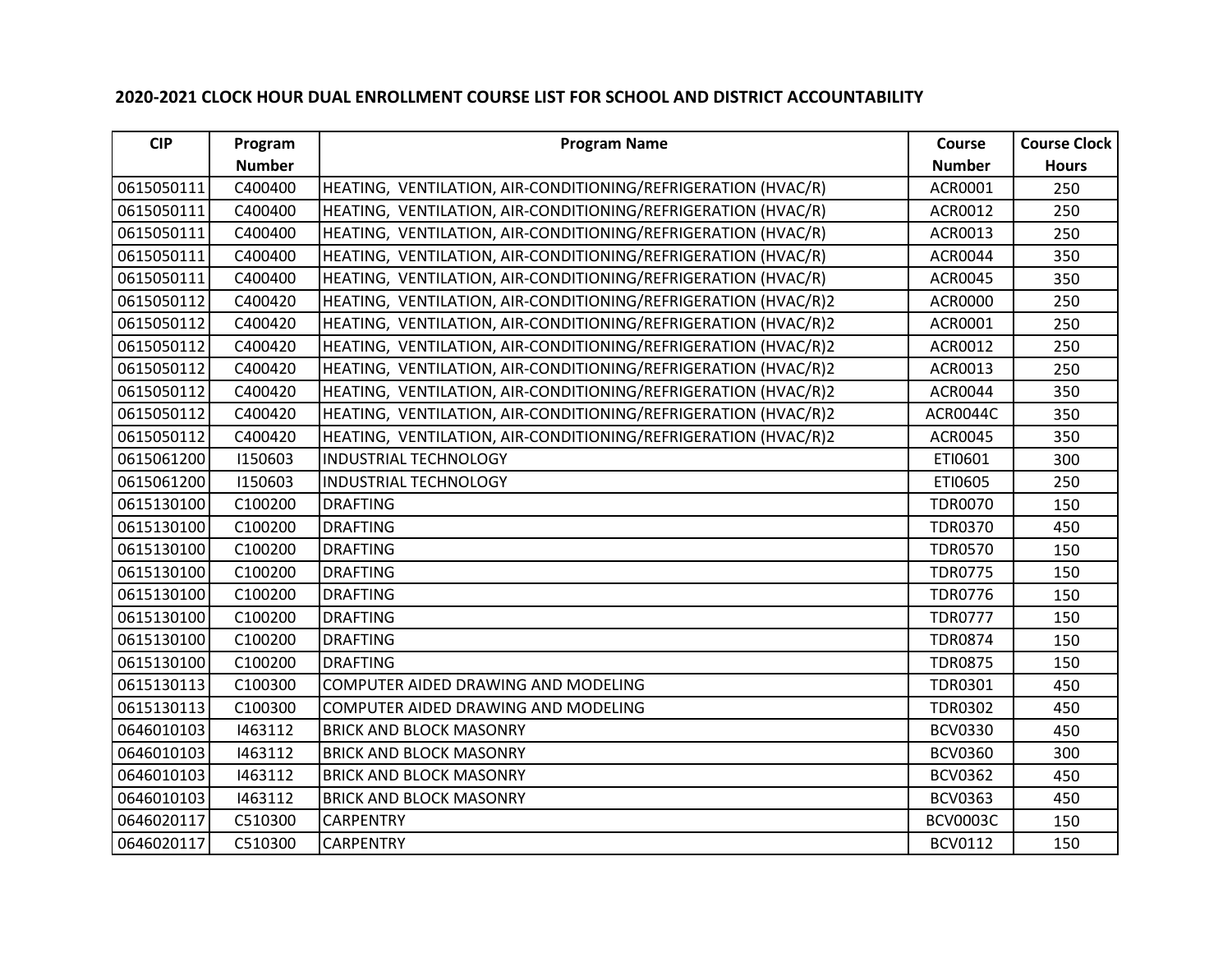## 2020-2021 CLOCK HOUR DUAL ENROLLMENT COURSE LIST FOR SCHOOL AND DISTRICT ACCOUNTABILITY

| CIP | Program Number | Program Name | Course Number | Course Clock Hours |
|---|---|---|---|---|
| 0615050111 | C400400 | HEATING,  VENTILATION, AIR-CONDITIONING/REFRIGERATION (HVAC/R) | ACR0001 | 250 |
| 0615050111 | C400400 | HEATING,  VENTILATION, AIR-CONDITIONING/REFRIGERATION (HVAC/R) | ACR0012 | 250 |
| 0615050111 | C400400 | HEATING,  VENTILATION, AIR-CONDITIONING/REFRIGERATION (HVAC/R) | ACR0013 | 250 |
| 0615050111 | C400400 | HEATING,  VENTILATION, AIR-CONDITIONING/REFRIGERATION (HVAC/R) | ACR0044 | 350 |
| 0615050111 | C400400 | HEATING,  VENTILATION, AIR-CONDITIONING/REFRIGERATION (HVAC/R) | ACR0045 | 350 |
| 0615050112 | C400420 | HEATING,  VENTILATION, AIR-CONDITIONING/REFRIGERATION (HVAC/R)2 | ACR0000 | 250 |
| 0615050112 | C400420 | HEATING,  VENTILATION, AIR-CONDITIONING/REFRIGERATION (HVAC/R)2 | ACR0001 | 250 |
| 0615050112 | C400420 | HEATING,  VENTILATION, AIR-CONDITIONING/REFRIGERATION (HVAC/R)2 | ACR0012 | 250 |
| 0615050112 | C400420 | HEATING,  VENTILATION, AIR-CONDITIONING/REFRIGERATION (HVAC/R)2 | ACR0013 | 250 |
| 0615050112 | C400420 | HEATING,  VENTILATION, AIR-CONDITIONING/REFRIGERATION (HVAC/R)2 | ACR0044 | 350 |
| 0615050112 | C400420 | HEATING,  VENTILATION, AIR-CONDITIONING/REFRIGERATION (HVAC/R)2 | ACR0044C | 350 |
| 0615050112 | C400420 | HEATING,  VENTILATION, AIR-CONDITIONING/REFRIGERATION (HVAC/R)2 | ACR0045 | 350 |
| 0615061200 | I150603 | INDUSTRIAL TECHNOLOGY | ETI0601 | 300 |
| 0615061200 | I150603 | INDUSTRIAL TECHNOLOGY | ETI0605 | 250 |
| 0615130100 | C100200 | DRAFTING | TDR0070 | 150 |
| 0615130100 | C100200 | DRAFTING | TDR0370 | 450 |
| 0615130100 | C100200 | DRAFTING | TDR0570 | 150 |
| 0615130100 | C100200 | DRAFTING | TDR0775 | 150 |
| 0615130100 | C100200 | DRAFTING | TDR0776 | 150 |
| 0615130100 | C100200 | DRAFTING | TDR0777 | 150 |
| 0615130100 | C100200 | DRAFTING | TDR0874 | 150 |
| 0615130100 | C100200 | DRAFTING | TDR0875 | 150 |
| 0615130113 | C100300 | COMPUTER AIDED DRAWING AND MODELING | TDR0301 | 450 |
| 0615130113 | C100300 | COMPUTER AIDED DRAWING AND MODELING | TDR0302 | 450 |
| 0646010103 | I463112 | BRICK AND BLOCK MASONRY | BCV0330 | 450 |
| 0646010103 | I463112 | BRICK AND BLOCK MASONRY | BCV0360 | 300 |
| 0646010103 | I463112 | BRICK AND BLOCK MASONRY | BCV0362 | 450 |
| 0646010103 | I463112 | BRICK AND BLOCK MASONRY | BCV0363 | 450 |
| 0646020117 | C510300 | CARPENTRY | BCV0003C | 150 |
| 0646020117 | C510300 | CARPENTRY | BCV0112 | 150 |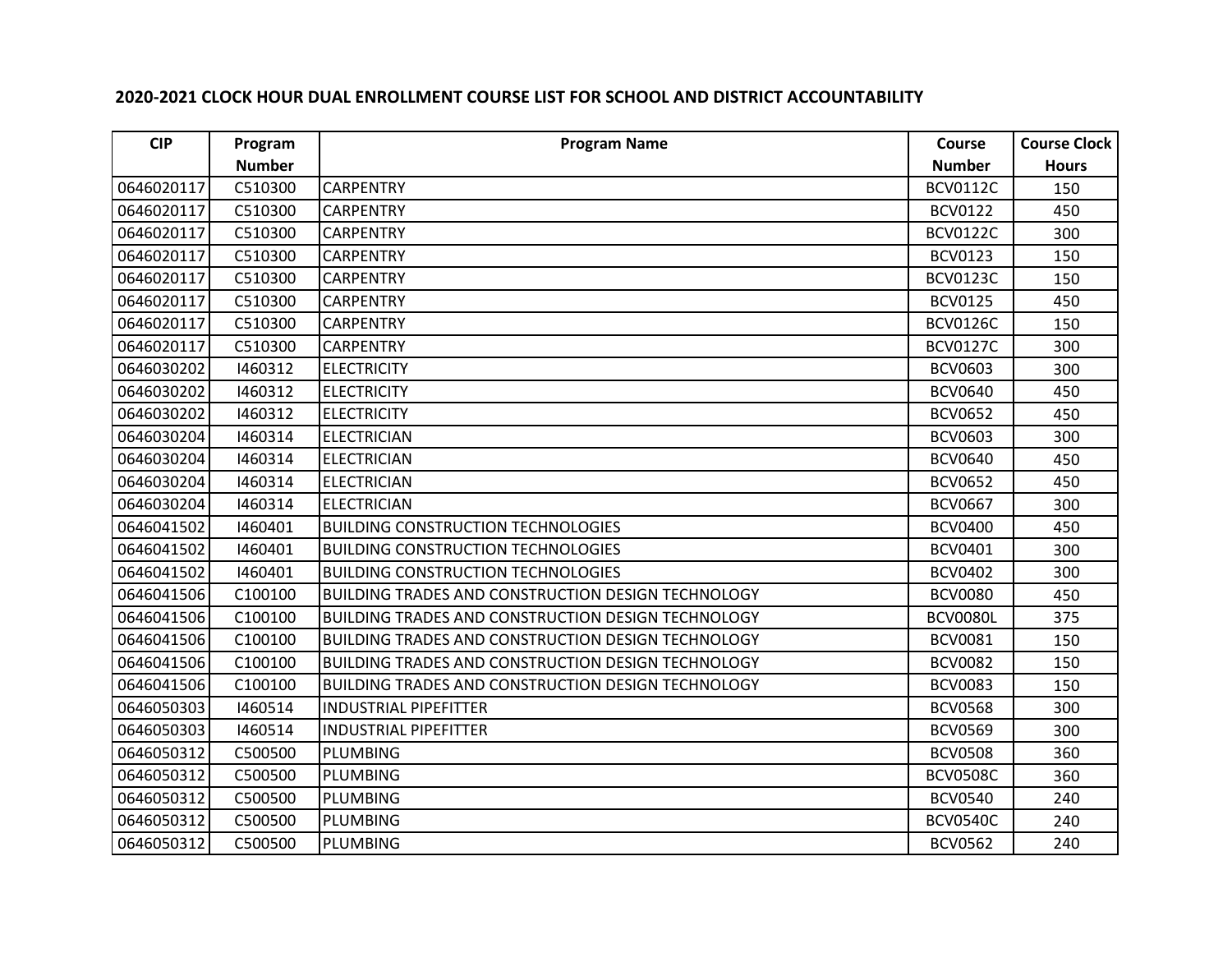## 2020-2021 CLOCK HOUR DUAL ENROLLMENT COURSE LIST FOR SCHOOL AND DISTRICT ACCOUNTABILITY

| CIP | Program Number | Program Name | Course Number | Course Clock Hours |
|---|---|---|---|---|
| 0646020117 | C510300 | CARPENTRY | BCV0112C | 150 |
| 0646020117 | C510300 | CARPENTRY | BCV0122 | 450 |
| 0646020117 | C510300 | CARPENTRY | BCV0122C | 300 |
| 0646020117 | C510300 | CARPENTRY | BCV0123 | 150 |
| 0646020117 | C510300 | CARPENTRY | BCV0123C | 150 |
| 0646020117 | C510300 | CARPENTRY | BCV0125 | 450 |
| 0646020117 | C510300 | CARPENTRY | BCV0126C | 150 |
| 0646020117 | C510300 | CARPENTRY | BCV0127C | 300 |
| 0646030202 | I460312 | ELECTRICITY | BCV0603 | 300 |
| 0646030202 | I460312 | ELECTRICITY | BCV0640 | 450 |
| 0646030202 | I460312 | ELECTRICITY | BCV0652 | 450 |
| 0646030204 | I460314 | ELECTRICIAN | BCV0603 | 300 |
| 0646030204 | I460314 | ELECTRICIAN | BCV0640 | 450 |
| 0646030204 | I460314 | ELECTRICIAN | BCV0652 | 450 |
| 0646030204 | I460314 | ELECTRICIAN | BCV0667 | 300 |
| 0646041502 | I460401 | BUILDING CONSTRUCTION TECHNOLOGIES | BCV0400 | 450 |
| 0646041502 | I460401 | BUILDING CONSTRUCTION TECHNOLOGIES | BCV0401 | 300 |
| 0646041502 | I460401 | BUILDING CONSTRUCTION TECHNOLOGIES | BCV0402 | 300 |
| 0646041506 | C100100 | BUILDING TRADES AND CONSTRUCTION DESIGN TECHNOLOGY | BCV0080 | 450 |
| 0646041506 | C100100 | BUILDING TRADES AND CONSTRUCTION DESIGN TECHNOLOGY | BCV0080L | 375 |
| 0646041506 | C100100 | BUILDING TRADES AND CONSTRUCTION DESIGN TECHNOLOGY | BCV0081 | 150 |
| 0646041506 | C100100 | BUILDING TRADES AND CONSTRUCTION DESIGN TECHNOLOGY | BCV0082 | 150 |
| 0646041506 | C100100 | BUILDING TRADES AND CONSTRUCTION DESIGN TECHNOLOGY | BCV0083 | 150 |
| 0646050303 | I460514 | INDUSTRIAL PIPEFITTER | BCV0568 | 300 |
| 0646050303 | I460514 | INDUSTRIAL PIPEFITTER | BCV0569 | 300 |
| 0646050312 | C500500 | PLUMBING | BCV0508 | 360 |
| 0646050312 | C500500 | PLUMBING | BCV0508C | 360 |
| 0646050312 | C500500 | PLUMBING | BCV0540 | 240 |
| 0646050312 | C500500 | PLUMBING | BCV0540C | 240 |
| 0646050312 | C500500 | PLUMBING | BCV0562 | 240 |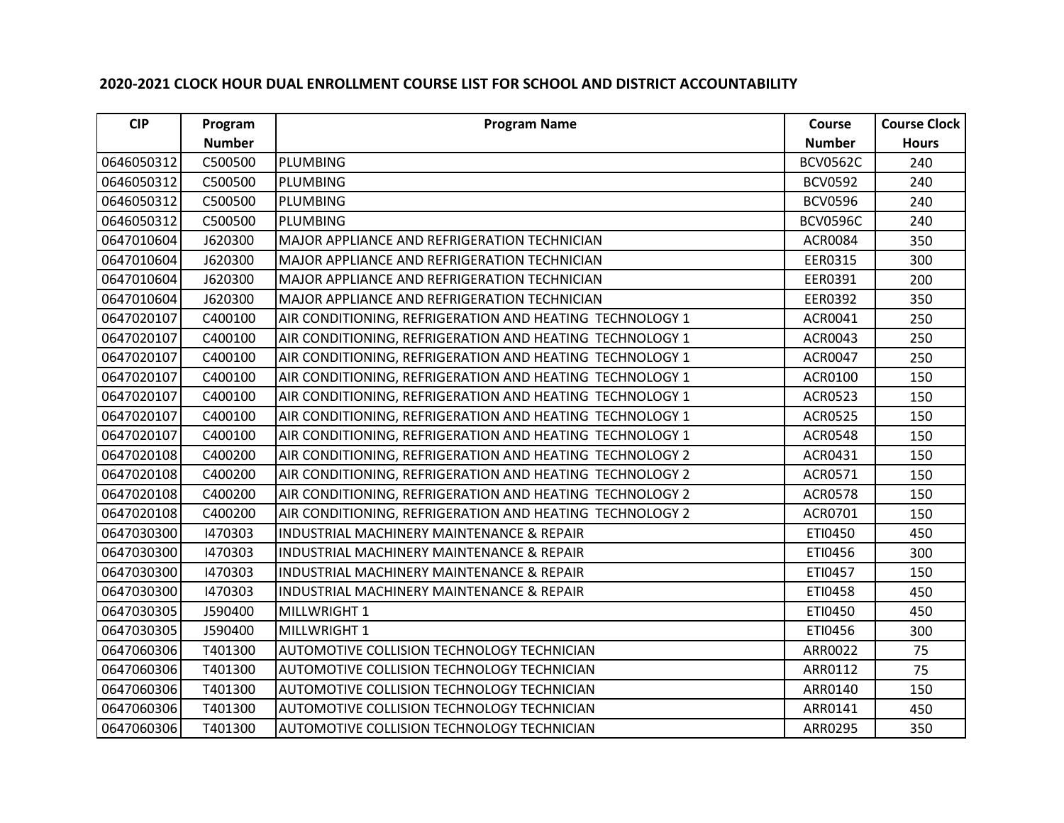## 2020-2021 CLOCK HOUR DUAL ENROLLMENT COURSE LIST FOR SCHOOL AND DISTRICT ACCOUNTABILITY

| CIP | Program Number | Program Name | Course Number | Course Clock Hours |
|---|---|---|---|---|
| 0646050312 | C500500 | PLUMBING | BCV0562C | 240 |
| 0646050312 | C500500 | PLUMBING | BCV0592 | 240 |
| 0646050312 | C500500 | PLUMBING | BCV0596 | 240 |
| 0646050312 | C500500 | PLUMBING | BCV0596C | 240 |
| 0647010604 | J620300 | MAJOR APPLIANCE AND REFRIGERATION TECHNICIAN | ACR0084 | 350 |
| 0647010604 | J620300 | MAJOR APPLIANCE AND REFRIGERATION TECHNICIAN | EER0315 | 300 |
| 0647010604 | J620300 | MAJOR APPLIANCE AND REFRIGERATION TECHNICIAN | EER0391 | 200 |
| 0647010604 | J620300 | MAJOR APPLIANCE AND REFRIGERATION TECHNICIAN | EER0392 | 350 |
| 0647020107 | C400100 | AIR CONDITIONING, REFRIGERATION AND HEATING TECHNOLOGY 1 | ACR0041 | 250 |
| 0647020107 | C400100 | AIR CONDITIONING, REFRIGERATION AND HEATING TECHNOLOGY 1 | ACR0043 | 250 |
| 0647020107 | C400100 | AIR CONDITIONING, REFRIGERATION AND HEATING TECHNOLOGY 1 | ACR0047 | 250 |
| 0647020107 | C400100 | AIR CONDITIONING, REFRIGERATION AND HEATING TECHNOLOGY 1 | ACR0100 | 150 |
| 0647020107 | C400100 | AIR CONDITIONING, REFRIGERATION AND HEATING TECHNOLOGY 1 | ACR0523 | 150 |
| 0647020107 | C400100 | AIR CONDITIONING, REFRIGERATION AND HEATING TECHNOLOGY 1 | ACR0525 | 150 |
| 0647020107 | C400100 | AIR CONDITIONING, REFRIGERATION AND HEATING TECHNOLOGY 1 | ACR0548 | 150 |
| 0647020108 | C400200 | AIR CONDITIONING, REFRIGERATION AND HEATING TECHNOLOGY 2 | ACR0431 | 150 |
| 0647020108 | C400200 | AIR CONDITIONING, REFRIGERATION AND HEATING TECHNOLOGY 2 | ACR0571 | 150 |
| 0647020108 | C400200 | AIR CONDITIONING, REFRIGERATION AND HEATING TECHNOLOGY 2 | ACR0578 | 150 |
| 0647020108 | C400200 | AIR CONDITIONING, REFRIGERATION AND HEATING TECHNOLOGY 2 | ACR0701 | 150 |
| 0647030300 | I470303 | INDUSTRIAL MACHINERY MAINTENANCE & REPAIR | ETI0450 | 450 |
| 0647030300 | I470303 | INDUSTRIAL MACHINERY MAINTENANCE & REPAIR | ETI0456 | 300 |
| 0647030300 | I470303 | INDUSTRIAL MACHINERY MAINTENANCE & REPAIR | ETI0457 | 150 |
| 0647030300 | I470303 | INDUSTRIAL MACHINERY MAINTENANCE & REPAIR | ETI0458 | 450 |
| 0647030305 | J590400 | MILLWRIGHT 1 | ETI0450 | 450 |
| 0647030305 | J590400 | MILLWRIGHT 1 | ETI0456 | 300 |
| 0647060306 | T401300 | AUTOMOTIVE COLLISION TECHNOLOGY TECHNICIAN | ARR0022 | 75 |
| 0647060306 | T401300 | AUTOMOTIVE COLLISION TECHNOLOGY TECHNICIAN | ARR0112 | 75 |
| 0647060306 | T401300 | AUTOMOTIVE COLLISION TECHNOLOGY TECHNICIAN | ARR0140 | 150 |
| 0647060306 | T401300 | AUTOMOTIVE COLLISION TECHNOLOGY TECHNICIAN | ARR0141 | 450 |
| 0647060306 | T401300 | AUTOMOTIVE COLLISION TECHNOLOGY TECHNICIAN | ARR0295 | 350 |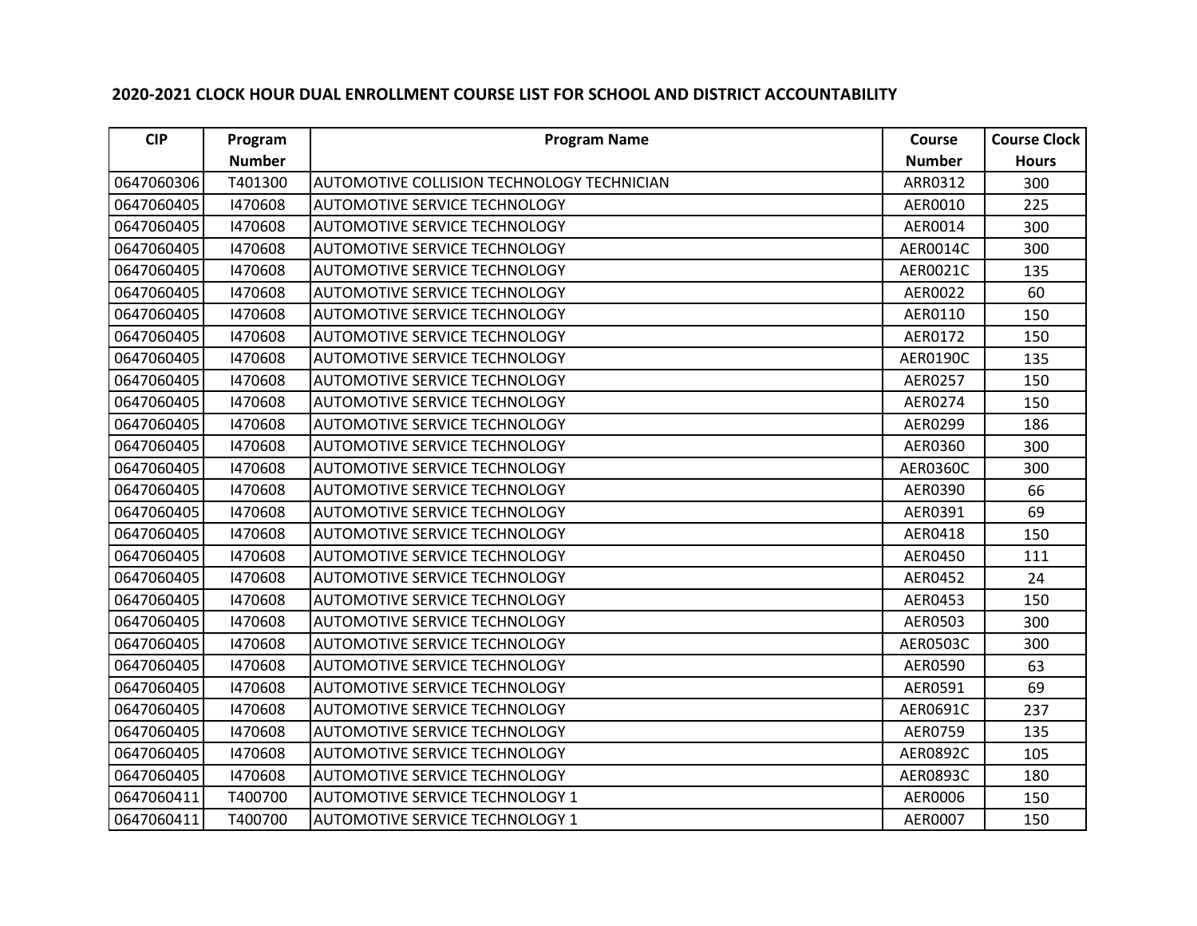## 2020-2021 CLOCK HOUR DUAL ENROLLMENT COURSE LIST FOR SCHOOL AND DISTRICT ACCOUNTABILITY

| CIP | Program Number | Program Name | Course Number | Course Clock Hours |
|---|---|---|---|---|
| 0647060306 | T401300 | AUTOMOTIVE COLLISION TECHNOLOGY TECHNICIAN | ARR0312 | 300 |
| 0647060405 | I470608 | AUTOMOTIVE SERVICE TECHNOLOGY | AER0010 | 225 |
| 0647060405 | I470608 | AUTOMOTIVE SERVICE TECHNOLOGY | AER0014 | 300 |
| 0647060405 | I470608 | AUTOMOTIVE SERVICE TECHNOLOGY | AER0014C | 300 |
| 0647060405 | I470608 | AUTOMOTIVE SERVICE TECHNOLOGY | AER0021C | 135 |
| 0647060405 | I470608 | AUTOMOTIVE SERVICE TECHNOLOGY | AER0022 | 60 |
| 0647060405 | I470608 | AUTOMOTIVE SERVICE TECHNOLOGY | AER0110 | 150 |
| 0647060405 | I470608 | AUTOMOTIVE SERVICE TECHNOLOGY | AER0172 | 150 |
| 0647060405 | I470608 | AUTOMOTIVE SERVICE TECHNOLOGY | AER0190C | 135 |
| 0647060405 | I470608 | AUTOMOTIVE SERVICE TECHNOLOGY | AER0257 | 150 |
| 0647060405 | I470608 | AUTOMOTIVE SERVICE TECHNOLOGY | AER0274 | 150 |
| 0647060405 | I470608 | AUTOMOTIVE SERVICE TECHNOLOGY | AER0299 | 186 |
| 0647060405 | I470608 | AUTOMOTIVE SERVICE TECHNOLOGY | AER0360 | 300 |
| 0647060405 | I470608 | AUTOMOTIVE SERVICE TECHNOLOGY | AER0360C | 300 |
| 0647060405 | I470608 | AUTOMOTIVE SERVICE TECHNOLOGY | AER0390 | 66 |
| 0647060405 | I470608 | AUTOMOTIVE SERVICE TECHNOLOGY | AER0391 | 69 |
| 0647060405 | I470608 | AUTOMOTIVE SERVICE TECHNOLOGY | AER0418 | 150 |
| 0647060405 | I470608 | AUTOMOTIVE SERVICE TECHNOLOGY | AER0450 | 111 |
| 0647060405 | I470608 | AUTOMOTIVE SERVICE TECHNOLOGY | AER0452 | 24 |
| 0647060405 | I470608 | AUTOMOTIVE SERVICE TECHNOLOGY | AER0453 | 150 |
| 0647060405 | I470608 | AUTOMOTIVE SERVICE TECHNOLOGY | AER0503 | 300 |
| 0647060405 | I470608 | AUTOMOTIVE SERVICE TECHNOLOGY | AER0503C | 300 |
| 0647060405 | I470608 | AUTOMOTIVE SERVICE TECHNOLOGY | AER0590 | 63 |
| 0647060405 | I470608 | AUTOMOTIVE SERVICE TECHNOLOGY | AER0591 | 69 |
| 0647060405 | I470608 | AUTOMOTIVE SERVICE TECHNOLOGY | AER0691C | 237 |
| 0647060405 | I470608 | AUTOMOTIVE SERVICE TECHNOLOGY | AER0759 | 135 |
| 0647060405 | I470608 | AUTOMOTIVE SERVICE TECHNOLOGY | AER0892C | 105 |
| 0647060405 | I470608 | AUTOMOTIVE SERVICE TECHNOLOGY | AER0893C | 180 |
| 0647060411 | T400700 | AUTOMOTIVE SERVICE TECHNOLOGY 1 | AER0006 | 150 |
| 0647060411 | T400700 | AUTOMOTIVE SERVICE TECHNOLOGY 1 | AER0007 | 150 |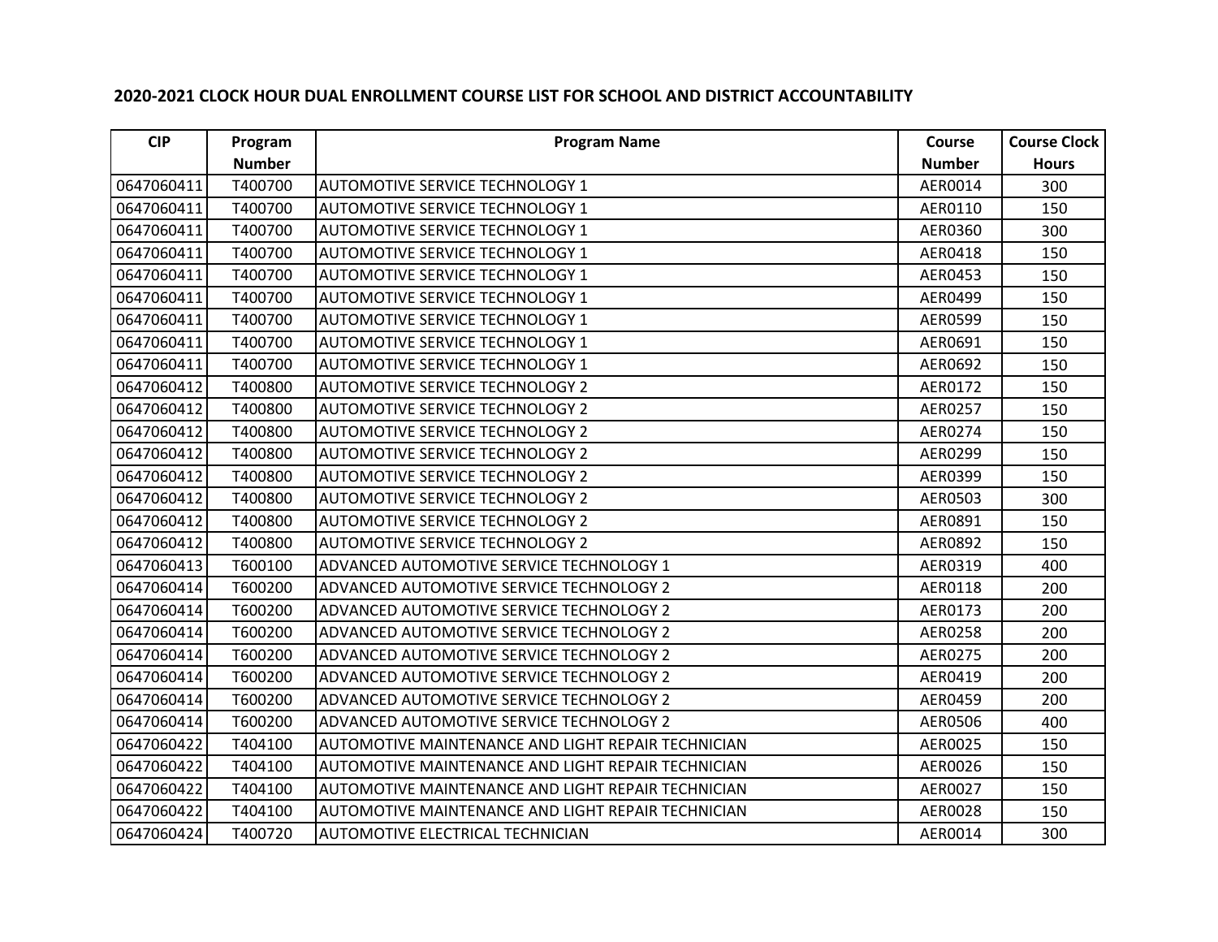## 2020-2021 CLOCK HOUR DUAL ENROLLMENT COURSE LIST FOR SCHOOL AND DISTRICT ACCOUNTABILITY

| CIP | Program Number | Program Name | Course Number | Course Clock Hours |
|---|---|---|---|---|
| 0647060411 | T400700 | AUTOMOTIVE SERVICE TECHNOLOGY 1 | AER0014 | 300 |
| 0647060411 | T400700 | AUTOMOTIVE SERVICE TECHNOLOGY 1 | AER0110 | 150 |
| 0647060411 | T400700 | AUTOMOTIVE SERVICE TECHNOLOGY 1 | AER0360 | 300 |
| 0647060411 | T400700 | AUTOMOTIVE SERVICE TECHNOLOGY 1 | AER0418 | 150 |
| 0647060411 | T400700 | AUTOMOTIVE SERVICE TECHNOLOGY 1 | AER0453 | 150 |
| 0647060411 | T400700 | AUTOMOTIVE SERVICE TECHNOLOGY 1 | AER0499 | 150 |
| 0647060411 | T400700 | AUTOMOTIVE SERVICE TECHNOLOGY 1 | AER0599 | 150 |
| 0647060411 | T400700 | AUTOMOTIVE SERVICE TECHNOLOGY 1 | AER0691 | 150 |
| 0647060411 | T400700 | AUTOMOTIVE SERVICE TECHNOLOGY 1 | AER0692 | 150 |
| 0647060412 | T400800 | AUTOMOTIVE SERVICE TECHNOLOGY 2 | AER0172 | 150 |
| 0647060412 | T400800 | AUTOMOTIVE SERVICE TECHNOLOGY 2 | AER0257 | 150 |
| 0647060412 | T400800 | AUTOMOTIVE SERVICE TECHNOLOGY 2 | AER0274 | 150 |
| 0647060412 | T400800 | AUTOMOTIVE SERVICE TECHNOLOGY 2 | AER0299 | 150 |
| 0647060412 | T400800 | AUTOMOTIVE SERVICE TECHNOLOGY 2 | AER0399 | 150 |
| 0647060412 | T400800 | AUTOMOTIVE SERVICE TECHNOLOGY 2 | AER0503 | 300 |
| 0647060412 | T400800 | AUTOMOTIVE SERVICE TECHNOLOGY 2 | AER0891 | 150 |
| 0647060412 | T400800 | AUTOMOTIVE SERVICE TECHNOLOGY 2 | AER0892 | 150 |
| 0647060413 | T600100 | ADVANCED AUTOMOTIVE SERVICE TECHNOLOGY 1 | AER0319 | 400 |
| 0647060414 | T600200 | ADVANCED AUTOMOTIVE SERVICE TECHNOLOGY 2 | AER0118 | 200 |
| 0647060414 | T600200 | ADVANCED AUTOMOTIVE SERVICE TECHNOLOGY 2 | AER0173 | 200 |
| 0647060414 | T600200 | ADVANCED AUTOMOTIVE SERVICE TECHNOLOGY 2 | AER0258 | 200 |
| 0647060414 | T600200 | ADVANCED AUTOMOTIVE SERVICE TECHNOLOGY 2 | AER0275 | 200 |
| 0647060414 | T600200 | ADVANCED AUTOMOTIVE SERVICE TECHNOLOGY 2 | AER0419 | 200 |
| 0647060414 | T600200 | ADVANCED AUTOMOTIVE SERVICE TECHNOLOGY 2 | AER0459 | 200 |
| 0647060414 | T600200 | ADVANCED AUTOMOTIVE SERVICE TECHNOLOGY 2 | AER0506 | 400 |
| 0647060422 | T404100 | AUTOMOTIVE MAINTENANCE AND LIGHT REPAIR TECHNICIAN | AER0025 | 150 |
| 0647060422 | T404100 | AUTOMOTIVE MAINTENANCE AND LIGHT REPAIR TECHNICIAN | AER0026 | 150 |
| 0647060422 | T404100 | AUTOMOTIVE MAINTENANCE AND LIGHT REPAIR TECHNICIAN | AER0027 | 150 |
| 0647060422 | T404100 | AUTOMOTIVE MAINTENANCE AND LIGHT REPAIR TECHNICIAN | AER0028 | 150 |
| 0647060424 | T400720 | AUTOMOTIVE ELECTRICAL TECHNICIAN | AER0014 | 300 |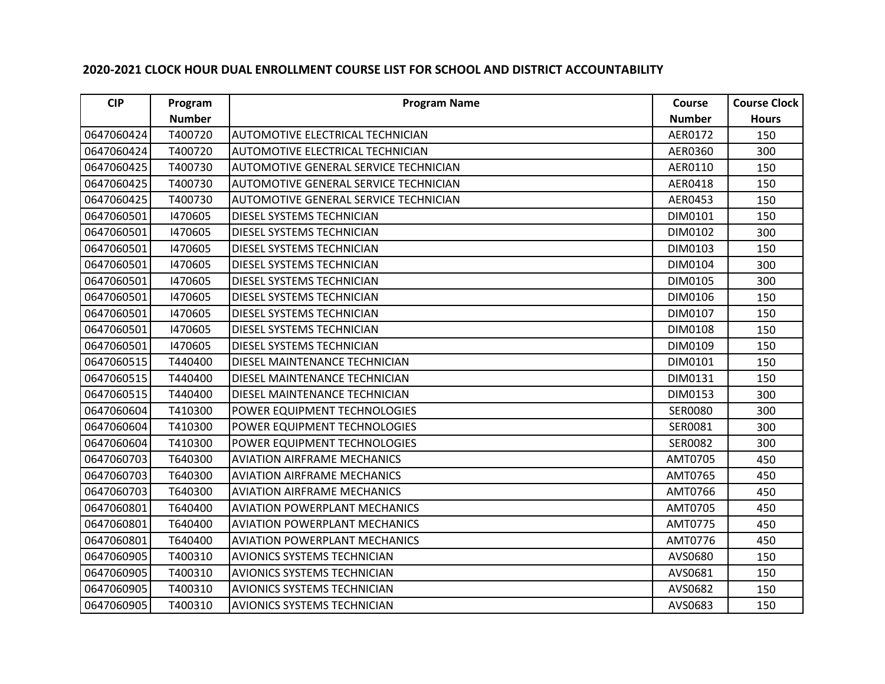## 2020-2021 CLOCK HOUR DUAL ENROLLMENT COURSE LIST FOR SCHOOL AND DISTRICT ACCOUNTABILITY

| CIP | Program Number | Program Name | Course Number | Course Clock Hours |
|---|---|---|---|---|
| 0647060424 | T400720 | AUTOMOTIVE ELECTRICAL TECHNICIAN | AER0172 | 150 |
| 0647060424 | T400720 | AUTOMOTIVE ELECTRICAL TECHNICIAN | AER0360 | 300 |
| 0647060425 | T400730 | AUTOMOTIVE GENERAL SERVICE TECHNICIAN | AER0110 | 150 |
| 0647060425 | T400730 | AUTOMOTIVE GENERAL SERVICE TECHNICIAN | AER0418 | 150 |
| 0647060425 | T400730 | AUTOMOTIVE GENERAL SERVICE TECHNICIAN | AER0453 | 150 |
| 0647060501 | I470605 | DIESEL SYSTEMS TECHNICIAN | DIM0101 | 150 |
| 0647060501 | I470605 | DIESEL SYSTEMS TECHNICIAN | DIM0102 | 300 |
| 0647060501 | I470605 | DIESEL SYSTEMS TECHNICIAN | DIM0103 | 150 |
| 0647060501 | I470605 | DIESEL SYSTEMS TECHNICIAN | DIM0104 | 300 |
| 0647060501 | I470605 | DIESEL SYSTEMS TECHNICIAN | DIM0105 | 300 |
| 0647060501 | I470605 | DIESEL SYSTEMS TECHNICIAN | DIM0106 | 150 |
| 0647060501 | I470605 | DIESEL SYSTEMS TECHNICIAN | DIM0107 | 150 |
| 0647060501 | I470605 | DIESEL SYSTEMS TECHNICIAN | DIM0108 | 150 |
| 0647060501 | I470605 | DIESEL SYSTEMS TECHNICIAN | DIM0109 | 150 |
| 0647060515 | T440400 | DIESEL MAINTENANCE TECHNICIAN | DIM0101 | 150 |
| 0647060515 | T440400 | DIESEL MAINTENANCE TECHNICIAN | DIM0131 | 150 |
| 0647060515 | T440400 | DIESEL MAINTENANCE TECHNICIAN | DIM0153 | 300 |
| 0647060604 | T410300 | POWER EQUIPMENT TECHNOLOGIES | SER0080 | 300 |
| 0647060604 | T410300 | POWER EQUIPMENT TECHNOLOGIES | SER0081 | 300 |
| 0647060604 | T410300 | POWER EQUIPMENT TECHNOLOGIES | SER0082 | 300 |
| 0647060703 | T640300 | AVIATION AIRFRAME MECHANICS | AMT0705 | 450 |
| 0647060703 | T640300 | AVIATION AIRFRAME MECHANICS | AMT0765 | 450 |
| 0647060703 | T640300 | AVIATION AIRFRAME MECHANICS | AMT0766 | 450 |
| 0647060801 | T640400 | AVIATION POWERPLANT MECHANICS | AMT0705 | 450 |
| 0647060801 | T640400 | AVIATION POWERPLANT MECHANICS | AMT0775 | 450 |
| 0647060801 | T640400 | AVIATION POWERPLANT MECHANICS | AMT0776 | 450 |
| 0647060905 | T400310 | AVIONICS SYSTEMS TECHNICIAN | AVS0680 | 150 |
| 0647060905 | T400310 | AVIONICS SYSTEMS TECHNICIAN | AVS0681 | 150 |
| 0647060905 | T400310 | AVIONICS SYSTEMS TECHNICIAN | AVS0682 | 150 |
| 0647060905 | T400310 | AVIONICS SYSTEMS TECHNICIAN | AVS0683 | 150 |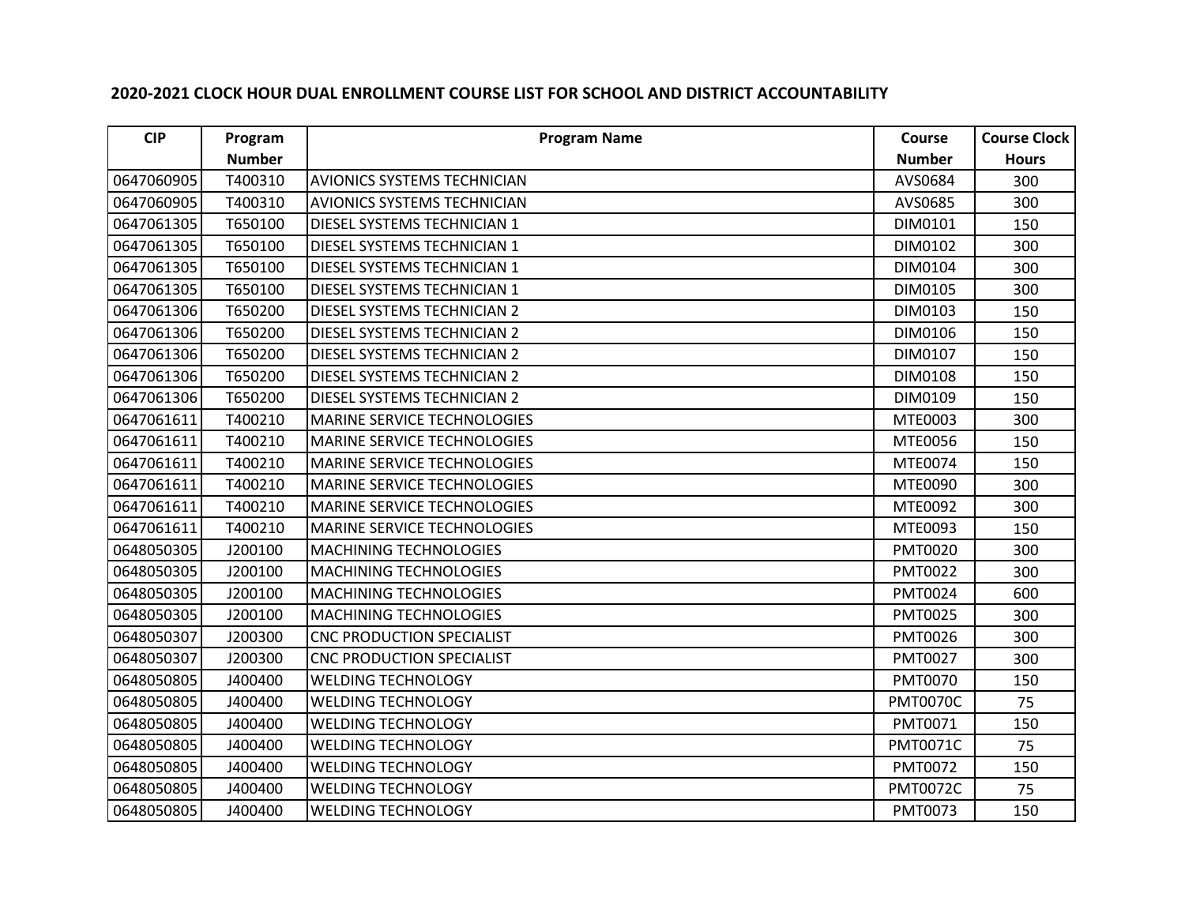## 2020-2021 CLOCK HOUR DUAL ENROLLMENT COURSE LIST FOR SCHOOL AND DISTRICT ACCOUNTABILITY

| CIP | Program Number | Program Name | Course Number | Course Clock Hours |
|---|---|---|---|---|
| 0647060905 | T400310 | AVIONICS SYSTEMS TECHNICIAN | AVS0684 | 300 |
| 0647060905 | T400310 | AVIONICS SYSTEMS TECHNICIAN | AVS0685 | 300 |
| 0647061305 | T650100 | DIESEL SYSTEMS TECHNICIAN 1 | DIM0101 | 150 |
| 0647061305 | T650100 | DIESEL SYSTEMS TECHNICIAN 1 | DIM0102 | 300 |
| 0647061305 | T650100 | DIESEL SYSTEMS TECHNICIAN 1 | DIM0104 | 300 |
| 0647061305 | T650100 | DIESEL SYSTEMS TECHNICIAN 1 | DIM0105 | 300 |
| 0647061306 | T650200 | DIESEL SYSTEMS TECHNICIAN 2 | DIM0103 | 150 |
| 0647061306 | T650200 | DIESEL SYSTEMS TECHNICIAN 2 | DIM0106 | 150 |
| 0647061306 | T650200 | DIESEL SYSTEMS TECHNICIAN 2 | DIM0107 | 150 |
| 0647061306 | T650200 | DIESEL SYSTEMS TECHNICIAN 2 | DIM0108 | 150 |
| 0647061306 | T650200 | DIESEL SYSTEMS TECHNICIAN 2 | DIM0109 | 150 |
| 0647061611 | T400210 | MARINE SERVICE TECHNOLOGIES | MTE0003 | 300 |
| 0647061611 | T400210 | MARINE SERVICE TECHNOLOGIES | MTE0056 | 150 |
| 0647061611 | T400210 | MARINE SERVICE TECHNOLOGIES | MTE0074 | 150 |
| 0647061611 | T400210 | MARINE SERVICE TECHNOLOGIES | MTE0090 | 300 |
| 0647061611 | T400210 | MARINE SERVICE TECHNOLOGIES | MTE0092 | 300 |
| 0647061611 | T400210 | MARINE SERVICE TECHNOLOGIES | MTE0093 | 150 |
| 0648050305 | J200100 | MACHINING TECHNOLOGIES | PMT0020 | 300 |
| 0648050305 | J200100 | MACHINING TECHNOLOGIES | PMT0022 | 300 |
| 0648050305 | J200100 | MACHINING TECHNOLOGIES | PMT0024 | 600 |
| 0648050305 | J200100 | MACHINING TECHNOLOGIES | PMT0025 | 300 |
| 0648050307 | J200300 | CNC PRODUCTION SPECIALIST | PMT0026 | 300 |
| 0648050307 | J200300 | CNC PRODUCTION SPECIALIST | PMT0027 | 300 |
| 0648050805 | J400400 | WELDING TECHNOLOGY | PMT0070 | 150 |
| 0648050805 | J400400 | WELDING TECHNOLOGY | PMT0070C | 75 |
| 0648050805 | J400400 | WELDING TECHNOLOGY | PMT0071 | 150 |
| 0648050805 | J400400 | WELDING TECHNOLOGY | PMT0071C | 75 |
| 0648050805 | J400400 | WELDING TECHNOLOGY | PMT0072 | 150 |
| 0648050805 | J400400 | WELDING TECHNOLOGY | PMT0072C | 75 |
| 0648050805 | J400400 | WELDING TECHNOLOGY | PMT0073 | 150 |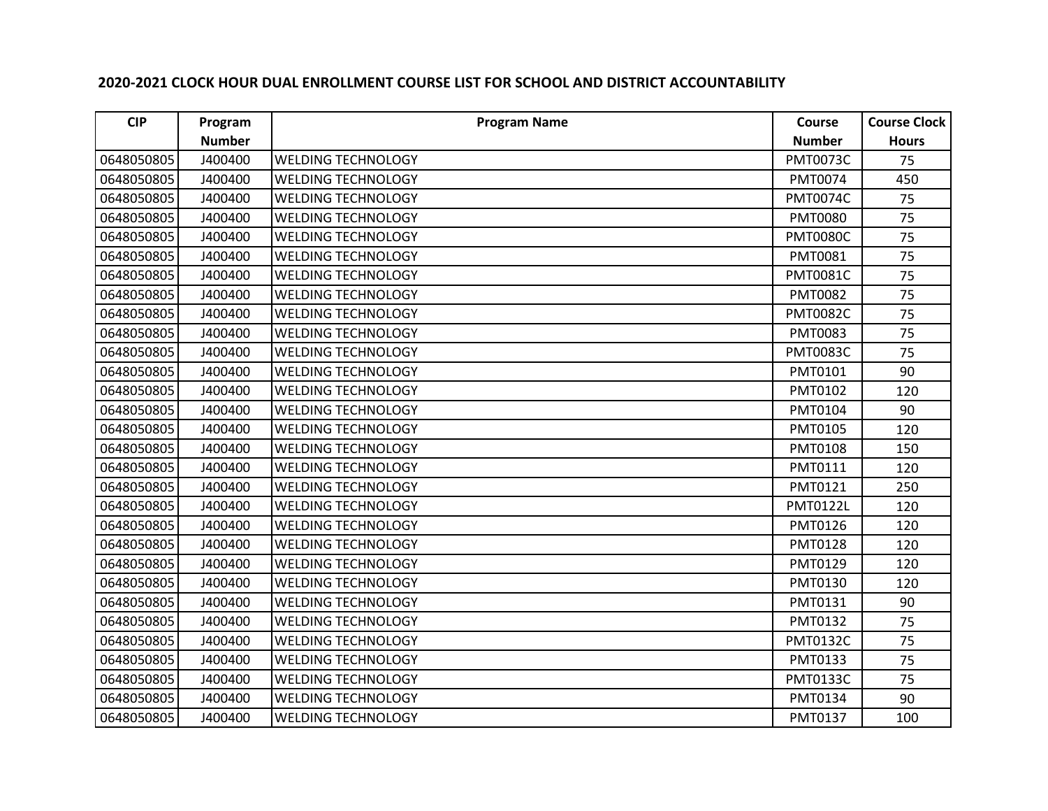## 2020-2021 CLOCK HOUR DUAL ENROLLMENT COURSE LIST FOR SCHOOL AND DISTRICT ACCOUNTABILITY

| CIP | Program Number | Program Name | Course Number | Course Clock Hours |
|---|---|---|---|---|
| 0648050805 | J400400 | WELDING TECHNOLOGY | PMT0073C | 75 |
| 0648050805 | J400400 | WELDING TECHNOLOGY | PMT0074 | 450 |
| 0648050805 | J400400 | WELDING TECHNOLOGY | PMT0074C | 75 |
| 0648050805 | J400400 | WELDING TECHNOLOGY | PMT0080 | 75 |
| 0648050805 | J400400 | WELDING TECHNOLOGY | PMT0080C | 75 |
| 0648050805 | J400400 | WELDING TECHNOLOGY | PMT0081 | 75 |
| 0648050805 | J400400 | WELDING TECHNOLOGY | PMT0081C | 75 |
| 0648050805 | J400400 | WELDING TECHNOLOGY | PMT0082 | 75 |
| 0648050805 | J400400 | WELDING TECHNOLOGY | PMT0082C | 75 |
| 0648050805 | J400400 | WELDING TECHNOLOGY | PMT0083 | 75 |
| 0648050805 | J400400 | WELDING TECHNOLOGY | PMT0083C | 75 |
| 0648050805 | J400400 | WELDING TECHNOLOGY | PMT0101 | 90 |
| 0648050805 | J400400 | WELDING TECHNOLOGY | PMT0102 | 120 |
| 0648050805 | J400400 | WELDING TECHNOLOGY | PMT0104 | 90 |
| 0648050805 | J400400 | WELDING TECHNOLOGY | PMT0105 | 120 |
| 0648050805 | J400400 | WELDING TECHNOLOGY | PMT0108 | 150 |
| 0648050805 | J400400 | WELDING TECHNOLOGY | PMT0111 | 120 |
| 0648050805 | J400400 | WELDING TECHNOLOGY | PMT0121 | 250 |
| 0648050805 | J400400 | WELDING TECHNOLOGY | PMT0122L | 120 |
| 0648050805 | J400400 | WELDING TECHNOLOGY | PMT0126 | 120 |
| 0648050805 | J400400 | WELDING TECHNOLOGY | PMT0128 | 120 |
| 0648050805 | J400400 | WELDING TECHNOLOGY | PMT0129 | 120 |
| 0648050805 | J400400 | WELDING TECHNOLOGY | PMT0130 | 120 |
| 0648050805 | J400400 | WELDING TECHNOLOGY | PMT0131 | 90 |
| 0648050805 | J400400 | WELDING TECHNOLOGY | PMT0132 | 75 |
| 0648050805 | J400400 | WELDING TECHNOLOGY | PMT0132C | 75 |
| 0648050805 | J400400 | WELDING TECHNOLOGY | PMT0133 | 75 |
| 0648050805 | J400400 | WELDING TECHNOLOGY | PMT0133C | 75 |
| 0648050805 | J400400 | WELDING TECHNOLOGY | PMT0134 | 90 |
| 0648050805 | J400400 | WELDING TECHNOLOGY | PMT0137 | 100 |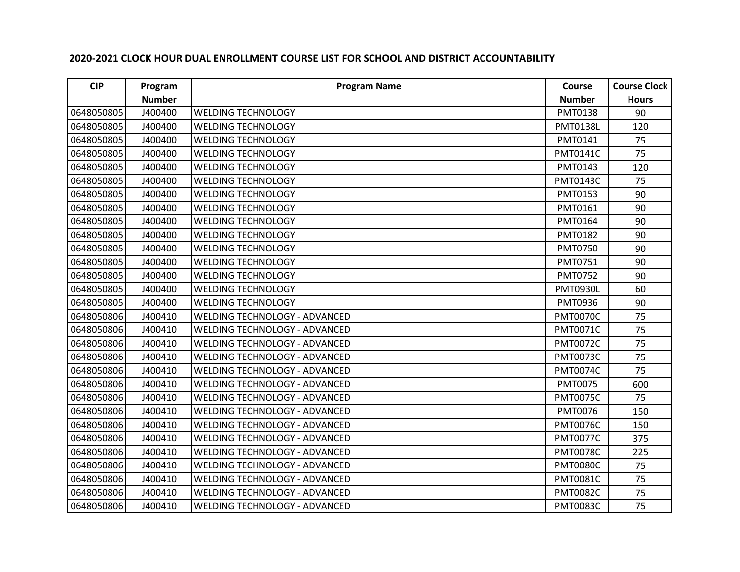## 2020-2021 CLOCK HOUR DUAL ENROLLMENT COURSE LIST FOR SCHOOL AND DISTRICT ACCOUNTABILITY

| CIP | Program Number | Program Name | Course Number | Course Clock Hours |
|---|---|---|---|---|
| 0648050805 | J400400 | WELDING TECHNOLOGY | PMT0138 | 90 |
| 0648050805 | J400400 | WELDING TECHNOLOGY | PMT0138L | 120 |
| 0648050805 | J400400 | WELDING TECHNOLOGY | PMT0141 | 75 |
| 0648050805 | J400400 | WELDING TECHNOLOGY | PMT0141C | 75 |
| 0648050805 | J400400 | WELDING TECHNOLOGY | PMT0143 | 120 |
| 0648050805 | J400400 | WELDING TECHNOLOGY | PMT0143C | 75 |
| 0648050805 | J400400 | WELDING TECHNOLOGY | PMT0153 | 90 |
| 0648050805 | J400400 | WELDING TECHNOLOGY | PMT0161 | 90 |
| 0648050805 | J400400 | WELDING TECHNOLOGY | PMT0164 | 90 |
| 0648050805 | J400400 | WELDING TECHNOLOGY | PMT0182 | 90 |
| 0648050805 | J400400 | WELDING TECHNOLOGY | PMT0750 | 90 |
| 0648050805 | J400400 | WELDING TECHNOLOGY | PMT0751 | 90 |
| 0648050805 | J400400 | WELDING TECHNOLOGY | PMT0752 | 90 |
| 0648050805 | J400400 | WELDING TECHNOLOGY | PMT0930L | 60 |
| 0648050805 | J400400 | WELDING TECHNOLOGY | PMT0936 | 90 |
| 0648050806 | J400410 | WELDING TECHNOLOGY - ADVANCED | PMT0070C | 75 |
| 0648050806 | J400410 | WELDING TECHNOLOGY - ADVANCED | PMT0071C | 75 |
| 0648050806 | J400410 | WELDING TECHNOLOGY - ADVANCED | PMT0072C | 75 |
| 0648050806 | J400410 | WELDING TECHNOLOGY - ADVANCED | PMT0073C | 75 |
| 0648050806 | J400410 | WELDING TECHNOLOGY - ADVANCED | PMT0074C | 75 |
| 0648050806 | J400410 | WELDING TECHNOLOGY - ADVANCED | PMT0075 | 600 |
| 0648050806 | J400410 | WELDING TECHNOLOGY - ADVANCED | PMT0075C | 75 |
| 0648050806 | J400410 | WELDING TECHNOLOGY - ADVANCED | PMT0076 | 150 |
| 0648050806 | J400410 | WELDING TECHNOLOGY - ADVANCED | PMT0076C | 150 |
| 0648050806 | J400410 | WELDING TECHNOLOGY - ADVANCED | PMT0077C | 375 |
| 0648050806 | J400410 | WELDING TECHNOLOGY - ADVANCED | PMT0078C | 225 |
| 0648050806 | J400410 | WELDING TECHNOLOGY - ADVANCED | PMT0080C | 75 |
| 0648050806 | J400410 | WELDING TECHNOLOGY - ADVANCED | PMT0081C | 75 |
| 0648050806 | J400410 | WELDING TECHNOLOGY - ADVANCED | PMT0082C | 75 |
| 0648050806 | J400410 | WELDING TECHNOLOGY - ADVANCED | PMT0083C | 75 |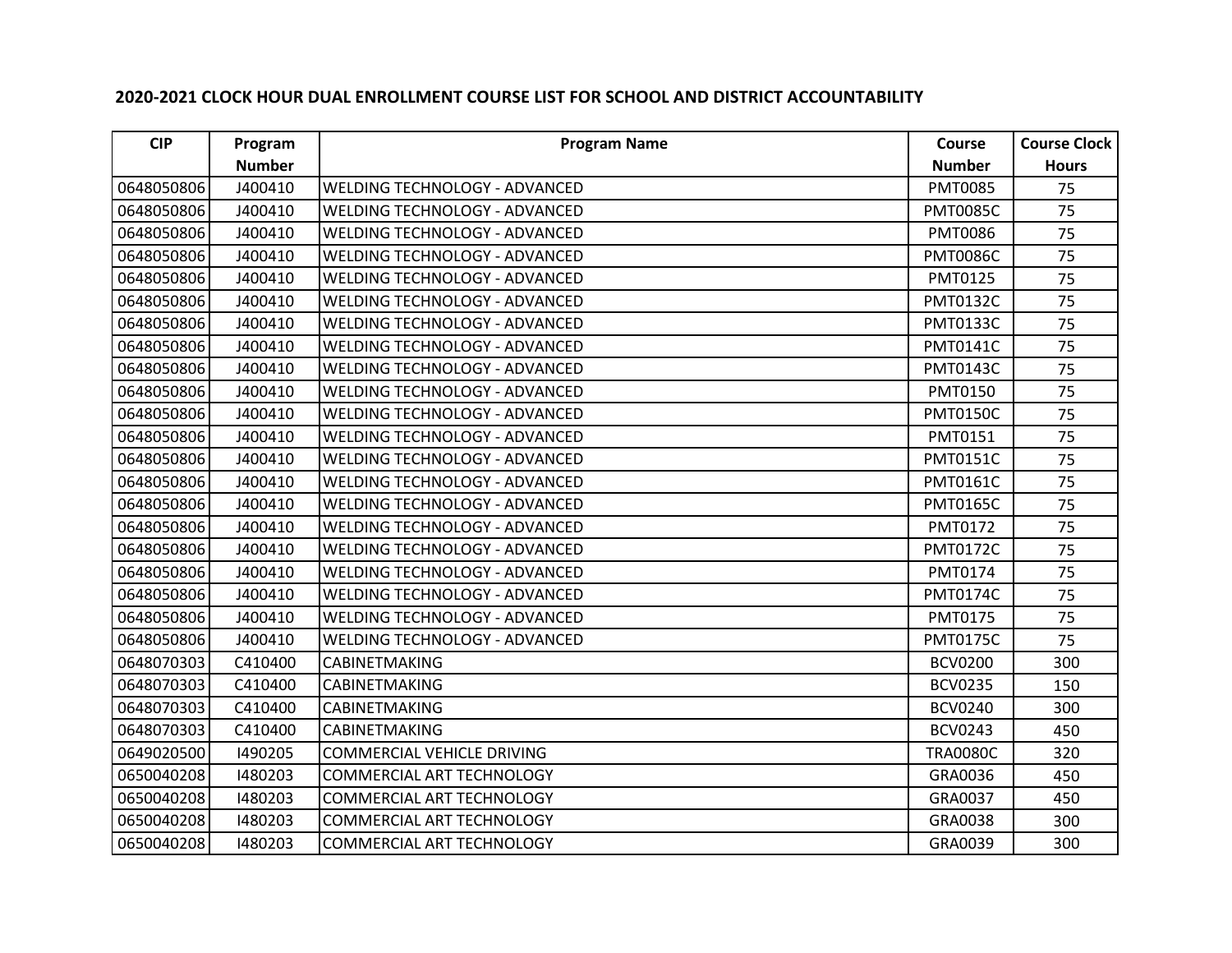## 2020-2021 CLOCK HOUR DUAL ENROLLMENT COURSE LIST FOR SCHOOL AND DISTRICT ACCOUNTABILITY

| CIP | Program Number | Program Name | Course Number | Course Clock Hours |
|---|---|---|---|---|
| 0648050806 | J400410 | WELDING TECHNOLOGY - ADVANCED | PMT0085 | 75 |
| 0648050806 | J400410 | WELDING TECHNOLOGY - ADVANCED | PMT0085C | 75 |
| 0648050806 | J400410 | WELDING TECHNOLOGY - ADVANCED | PMT0086 | 75 |
| 0648050806 | J400410 | WELDING TECHNOLOGY - ADVANCED | PMT0086C | 75 |
| 0648050806 | J400410 | WELDING TECHNOLOGY - ADVANCED | PMT0125 | 75 |
| 0648050806 | J400410 | WELDING TECHNOLOGY - ADVANCED | PMT0132C | 75 |
| 0648050806 | J400410 | WELDING TECHNOLOGY - ADVANCED | PMT0133C | 75 |
| 0648050806 | J400410 | WELDING TECHNOLOGY - ADVANCED | PMT0141C | 75 |
| 0648050806 | J400410 | WELDING TECHNOLOGY - ADVANCED | PMT0143C | 75 |
| 0648050806 | J400410 | WELDING TECHNOLOGY - ADVANCED | PMT0150 | 75 |
| 0648050806 | J400410 | WELDING TECHNOLOGY - ADVANCED | PMT0150C | 75 |
| 0648050806 | J400410 | WELDING TECHNOLOGY - ADVANCED | PMT0151 | 75 |
| 0648050806 | J400410 | WELDING TECHNOLOGY - ADVANCED | PMT0151C | 75 |
| 0648050806 | J400410 | WELDING TECHNOLOGY - ADVANCED | PMT0161C | 75 |
| 0648050806 | J400410 | WELDING TECHNOLOGY - ADVANCED | PMT0165C | 75 |
| 0648050806 | J400410 | WELDING TECHNOLOGY - ADVANCED | PMT0172 | 75 |
| 0648050806 | J400410 | WELDING TECHNOLOGY - ADVANCED | PMT0172C | 75 |
| 0648050806 | J400410 | WELDING TECHNOLOGY - ADVANCED | PMT0174 | 75 |
| 0648050806 | J400410 | WELDING TECHNOLOGY - ADVANCED | PMT0174C | 75 |
| 0648050806 | J400410 | WELDING TECHNOLOGY - ADVANCED | PMT0175 | 75 |
| 0648050806 | J400410 | WELDING TECHNOLOGY - ADVANCED | PMT0175C | 75 |
| 0648070303 | C410400 | CABINETMAKING | BCV0200 | 300 |
| 0648070303 | C410400 | CABINETMAKING | BCV0235 | 150 |
| 0648070303 | C410400 | CABINETMAKING | BCV0240 | 300 |
| 0648070303 | C410400 | CABINETMAKING | BCV0243 | 450 |
| 0649020500 | I490205 | COMMERCIAL VEHICLE DRIVING | TRA0080C | 320 |
| 0650040208 | I480203 | COMMERCIAL ART TECHNOLOGY | GRA0036 | 450 |
| 0650040208 | I480203 | COMMERCIAL ART TECHNOLOGY | GRA0037 | 450 |
| 0650040208 | I480203 | COMMERCIAL ART TECHNOLOGY | GRA0038 | 300 |
| 0650040208 | I480203 | COMMERCIAL ART TECHNOLOGY | GRA0039 | 300 |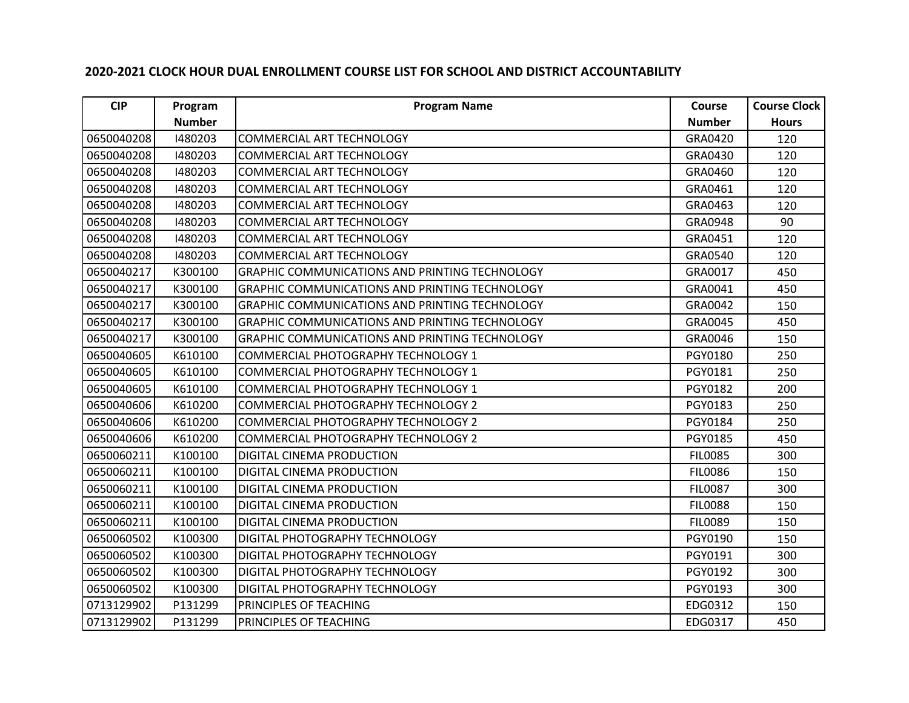## 2020-2021 CLOCK HOUR DUAL ENROLLMENT COURSE LIST FOR SCHOOL AND DISTRICT ACCOUNTABILITY

| CIP | Program Number | Program Name | Course Number | Course Clock Hours |
|---|---|---|---|---|
| 0650040208 | I480203 | COMMERCIAL ART TECHNOLOGY | GRA0420 | 120 |
| 0650040208 | I480203 | COMMERCIAL ART TECHNOLOGY | GRA0430 | 120 |
| 0650040208 | I480203 | COMMERCIAL ART TECHNOLOGY | GRA0460 | 120 |
| 0650040208 | I480203 | COMMERCIAL ART TECHNOLOGY | GRA0461 | 120 |
| 0650040208 | I480203 | COMMERCIAL ART TECHNOLOGY | GRA0463 | 120 |
| 0650040208 | I480203 | COMMERCIAL ART TECHNOLOGY | GRA0948 | 90 |
| 0650040208 | I480203 | COMMERCIAL ART TECHNOLOGY | GRA0451 | 120 |
| 0650040208 | I480203 | COMMERCIAL ART TECHNOLOGY | GRA0540 | 120 |
| 0650040217 | K300100 | GRAPHIC COMMUNICATIONS AND PRINTING TECHNOLOGY | GRA0017 | 450 |
| 0650040217 | K300100 | GRAPHIC COMMUNICATIONS AND PRINTING TECHNOLOGY | GRA0041 | 450 |
| 0650040217 | K300100 | GRAPHIC COMMUNICATIONS AND PRINTING TECHNOLOGY | GRA0042 | 150 |
| 0650040217 | K300100 | GRAPHIC COMMUNICATIONS AND PRINTING TECHNOLOGY | GRA0045 | 450 |
| 0650040217 | K300100 | GRAPHIC COMMUNICATIONS AND PRINTING TECHNOLOGY | GRA0046 | 150 |
| 0650040605 | K610100 | COMMERCIAL PHOTOGRAPHY TECHNOLOGY 1 | PGY0180 | 250 |
| 0650040605 | K610100 | COMMERCIAL PHOTOGRAPHY TECHNOLOGY 1 | PGY0181 | 250 |
| 0650040605 | K610100 | COMMERCIAL PHOTOGRAPHY TECHNOLOGY 1 | PGY0182 | 200 |
| 0650040606 | K610200 | COMMERCIAL PHOTOGRAPHY TECHNOLOGY 2 | PGY0183 | 250 |
| 0650040606 | K610200 | COMMERCIAL PHOTOGRAPHY TECHNOLOGY 2 | PGY0184 | 250 |
| 0650040606 | K610200 | COMMERCIAL PHOTOGRAPHY TECHNOLOGY 2 | PGY0185 | 450 |
| 0650060211 | K100100 | DIGITAL CINEMA PRODUCTION | FIL0085 | 300 |
| 0650060211 | K100100 | DIGITAL CINEMA PRODUCTION | FIL0086 | 150 |
| 0650060211 | K100100 | DIGITAL CINEMA PRODUCTION | FIL0087 | 300 |
| 0650060211 | K100100 | DIGITAL CINEMA PRODUCTION | FIL0088 | 150 |
| 0650060211 | K100100 | DIGITAL CINEMA PRODUCTION | FIL0089 | 150 |
| 0650060502 | K100300 | DIGITAL PHOTOGRAPHY TECHNOLOGY | PGY0190 | 150 |
| 0650060502 | K100300 | DIGITAL PHOTOGRAPHY TECHNOLOGY | PGY0191 | 300 |
| 0650060502 | K100300 | DIGITAL PHOTOGRAPHY TECHNOLOGY | PGY0192 | 300 |
| 0650060502 | K100300 | DIGITAL PHOTOGRAPHY TECHNOLOGY | PGY0193 | 300 |
| 0713129902 | P131299 | PRINCIPLES OF TEACHING | EDG0312 | 150 |
| 0713129902 | P131299 | PRINCIPLES OF TEACHING | EDG0317 | 450 |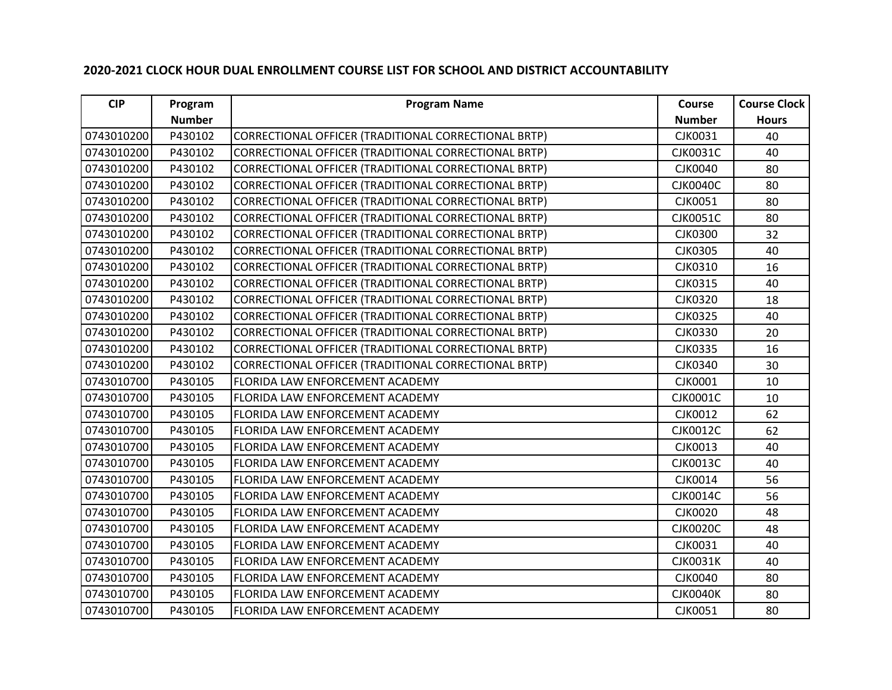## 2020-2021 CLOCK HOUR DUAL ENROLLMENT COURSE LIST FOR SCHOOL AND DISTRICT ACCOUNTABILITY

| CIP | Program Number | Program Name | Course Number | Course Clock Hours |
|---|---|---|---|---|
| 0743010200 | P430102 | CORRECTIONAL OFFICER (TRADITIONAL CORRECTIONAL BRTP) | CJK0031 | 40 |
| 0743010200 | P430102 | CORRECTIONAL OFFICER (TRADITIONAL CORRECTIONAL BRTP) | CJK0031C | 40 |
| 0743010200 | P430102 | CORRECTIONAL OFFICER (TRADITIONAL CORRECTIONAL BRTP) | CJK0040 | 80 |
| 0743010200 | P430102 | CORRECTIONAL OFFICER (TRADITIONAL CORRECTIONAL BRTP) | CJK0040C | 80 |
| 0743010200 | P430102 | CORRECTIONAL OFFICER (TRADITIONAL CORRECTIONAL BRTP) | CJK0051 | 80 |
| 0743010200 | P430102 | CORRECTIONAL OFFICER (TRADITIONAL CORRECTIONAL BRTP) | CJK0051C | 80 |
| 0743010200 | P430102 | CORRECTIONAL OFFICER (TRADITIONAL CORRECTIONAL BRTP) | CJK0300 | 32 |
| 0743010200 | P430102 | CORRECTIONAL OFFICER (TRADITIONAL CORRECTIONAL BRTP) | CJK0305 | 40 |
| 0743010200 | P430102 | CORRECTIONAL OFFICER (TRADITIONAL CORRECTIONAL BRTP) | CJK0310 | 16 |
| 0743010200 | P430102 | CORRECTIONAL OFFICER (TRADITIONAL CORRECTIONAL BRTP) | CJK0315 | 40 |
| 0743010200 | P430102 | CORRECTIONAL OFFICER (TRADITIONAL CORRECTIONAL BRTP) | CJK0320 | 18 |
| 0743010200 | P430102 | CORRECTIONAL OFFICER (TRADITIONAL CORRECTIONAL BRTP) | CJK0325 | 40 |
| 0743010200 | P430102 | CORRECTIONAL OFFICER (TRADITIONAL CORRECTIONAL BRTP) | CJK0330 | 20 |
| 0743010200 | P430102 | CORRECTIONAL OFFICER (TRADITIONAL CORRECTIONAL BRTP) | CJK0335 | 16 |
| 0743010200 | P430102 | CORRECTIONAL OFFICER (TRADITIONAL CORRECTIONAL BRTP) | CJK0340 | 30 |
| 0743010700 | P430105 | FLORIDA LAW ENFORCEMENT ACADEMY | CJK0001 | 10 |
| 0743010700 | P430105 | FLORIDA LAW ENFORCEMENT ACADEMY | CJK0001C | 10 |
| 0743010700 | P430105 | FLORIDA LAW ENFORCEMENT ACADEMY | CJK0012 | 62 |
| 0743010700 | P430105 | FLORIDA LAW ENFORCEMENT ACADEMY | CJK0012C | 62 |
| 0743010700 | P430105 | FLORIDA LAW ENFORCEMENT ACADEMY | CJK0013 | 40 |
| 0743010700 | P430105 | FLORIDA LAW ENFORCEMENT ACADEMY | CJK0013C | 40 |
| 0743010700 | P430105 | FLORIDA LAW ENFORCEMENT ACADEMY | CJK0014 | 56 |
| 0743010700 | P430105 | FLORIDA LAW ENFORCEMENT ACADEMY | CJK0014C | 56 |
| 0743010700 | P430105 | FLORIDA LAW ENFORCEMENT ACADEMY | CJK0020 | 48 |
| 0743010700 | P430105 | FLORIDA LAW ENFORCEMENT ACADEMY | CJK0020C | 48 |
| 0743010700 | P430105 | FLORIDA LAW ENFORCEMENT ACADEMY | CJK0031 | 40 |
| 0743010700 | P430105 | FLORIDA LAW ENFORCEMENT ACADEMY | CJK0031K | 40 |
| 0743010700 | P430105 | FLORIDA LAW ENFORCEMENT ACADEMY | CJK0040 | 80 |
| 0743010700 | P430105 | FLORIDA LAW ENFORCEMENT ACADEMY | CJK0040K | 80 |
| 0743010700 | P430105 | FLORIDA LAW ENFORCEMENT ACADEMY | CJK0051 | 80 |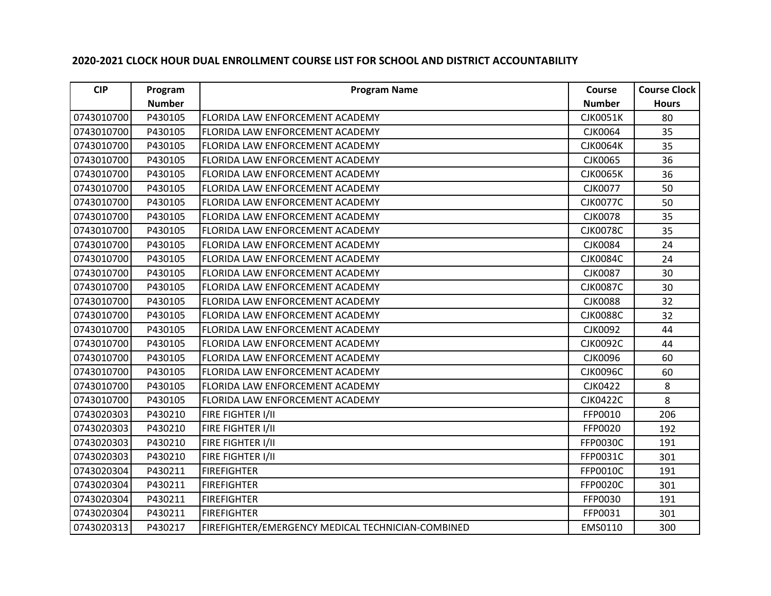**2020-2021 CLOCK HOUR DUAL ENROLLMENT COURSE LIST FOR SCHOOL AND DISTRICT ACCOUNTABILITY**

| CIP | Program Number | Program Name | Course Number | Course Clock Hours |
|---|---|---|---|---|
| 0743010700 | P430105 | FLORIDA LAW ENFORCEMENT ACADEMY | CJK0051K | 80 |
| 0743010700 | P430105 | FLORIDA LAW ENFORCEMENT ACADEMY | CJK0064 | 35 |
| 0743010700 | P430105 | FLORIDA LAW ENFORCEMENT ACADEMY | CJK0064K | 35 |
| 0743010700 | P430105 | FLORIDA LAW ENFORCEMENT ACADEMY | CJK0065 | 36 |
| 0743010700 | P430105 | FLORIDA LAW ENFORCEMENT ACADEMY | CJK0065K | 36 |
| 0743010700 | P430105 | FLORIDA LAW ENFORCEMENT ACADEMY | CJK0077 | 50 |
| 0743010700 | P430105 | FLORIDA LAW ENFORCEMENT ACADEMY | CJK0077C | 50 |
| 0743010700 | P430105 | FLORIDA LAW ENFORCEMENT ACADEMY | CJK0078 | 35 |
| 0743010700 | P430105 | FLORIDA LAW ENFORCEMENT ACADEMY | CJK0078C | 35 |
| 0743010700 | P430105 | FLORIDA LAW ENFORCEMENT ACADEMY | CJK0084 | 24 |
| 0743010700 | P430105 | FLORIDA LAW ENFORCEMENT ACADEMY | CJK0084C | 24 |
| 0743010700 | P430105 | FLORIDA LAW ENFORCEMENT ACADEMY | CJK0087 | 30 |
| 0743010700 | P430105 | FLORIDA LAW ENFORCEMENT ACADEMY | CJK0087C | 30 |
| 0743010700 | P430105 | FLORIDA LAW ENFORCEMENT ACADEMY | CJK0088 | 32 |
| 0743010700 | P430105 | FLORIDA LAW ENFORCEMENT ACADEMY | CJK0088C | 32 |
| 0743010700 | P430105 | FLORIDA LAW ENFORCEMENT ACADEMY | CJK0092 | 44 |
| 0743010700 | P430105 | FLORIDA LAW ENFORCEMENT ACADEMY | CJK0092C | 44 |
| 0743010700 | P430105 | FLORIDA LAW ENFORCEMENT ACADEMY | CJK0096 | 60 |
| 0743010700 | P430105 | FLORIDA LAW ENFORCEMENT ACADEMY | CJK0096C | 60 |
| 0743010700 | P430105 | FLORIDA LAW ENFORCEMENT ACADEMY | CJK0422 | 8 |
| 0743010700 | P430105 | FLORIDA LAW ENFORCEMENT ACADEMY | CJK0422C | 8 |
| 0743020303 | P430210 | FIRE FIGHTER I/II | FFP0010 | 206 |
| 0743020303 | P430210 | FIRE FIGHTER I/II | FFP0020 | 192 |
| 0743020303 | P430210 | FIRE FIGHTER I/II | FFP0030C | 191 |
| 0743020303 | P430210 | FIRE FIGHTER I/II | FFP0031C | 301 |
| 0743020304 | P430211 | FIREFIGHTER | FFP0010C | 191 |
| 0743020304 | P430211 | FIREFIGHTER | FFP0020C | 301 |
| 0743020304 | P430211 | FIREFIGHTER | FFP0030 | 191 |
| 0743020304 | P430211 | FIREFIGHTER | FFP0031 | 301 |
| 0743020313 | P430217 | FIREFIGHTER/EMERGENCY MEDICAL TECHNICIAN-COMBINED | EMS0110 | 300 |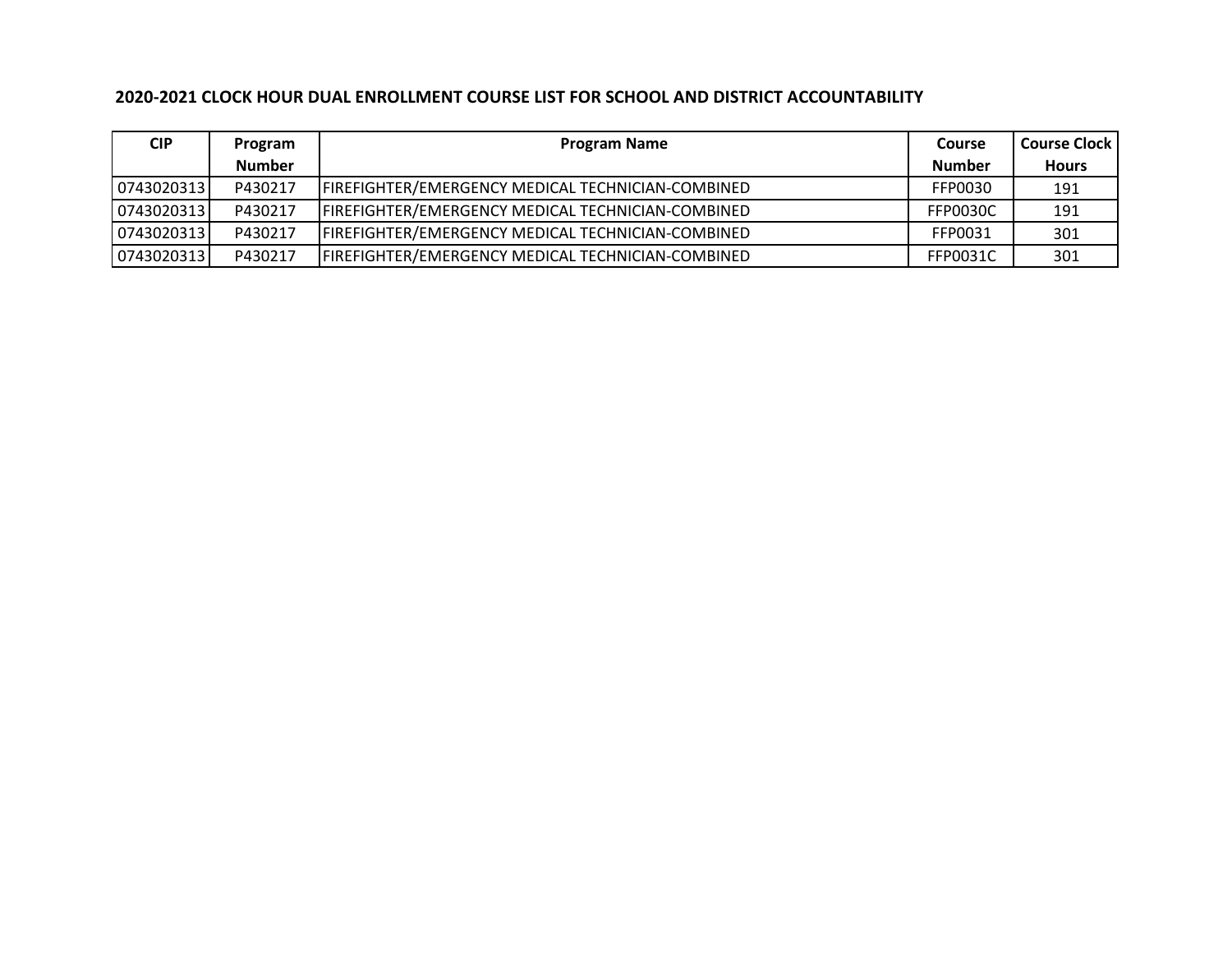**2020-2021 CLOCK HOUR DUAL ENROLLMENT COURSE LIST FOR SCHOOL AND DISTRICT ACCOUNTABILITY**

| CIP | Program Number | Program Name | Course Number | Course Clock Hours |
|---|---|---|---|---|
| 0743020313 | P430217 | FIREFIGHTER/EMERGENCY MEDICAL TECHNICIAN-COMBINED | FFP0030 | 191 |
| 0743020313 | P430217 | FIREFIGHTER/EMERGENCY MEDICAL TECHNICIAN-COMBINED | FFP0030C | 191 |
| 0743020313 | P430217 | FIREFIGHTER/EMERGENCY MEDICAL TECHNICIAN-COMBINED | FFP0031 | 301 |
| 0743020313 | P430217 | FIREFIGHTER/EMERGENCY MEDICAL TECHNICIAN-COMBINED | FFP0031C | 301 |